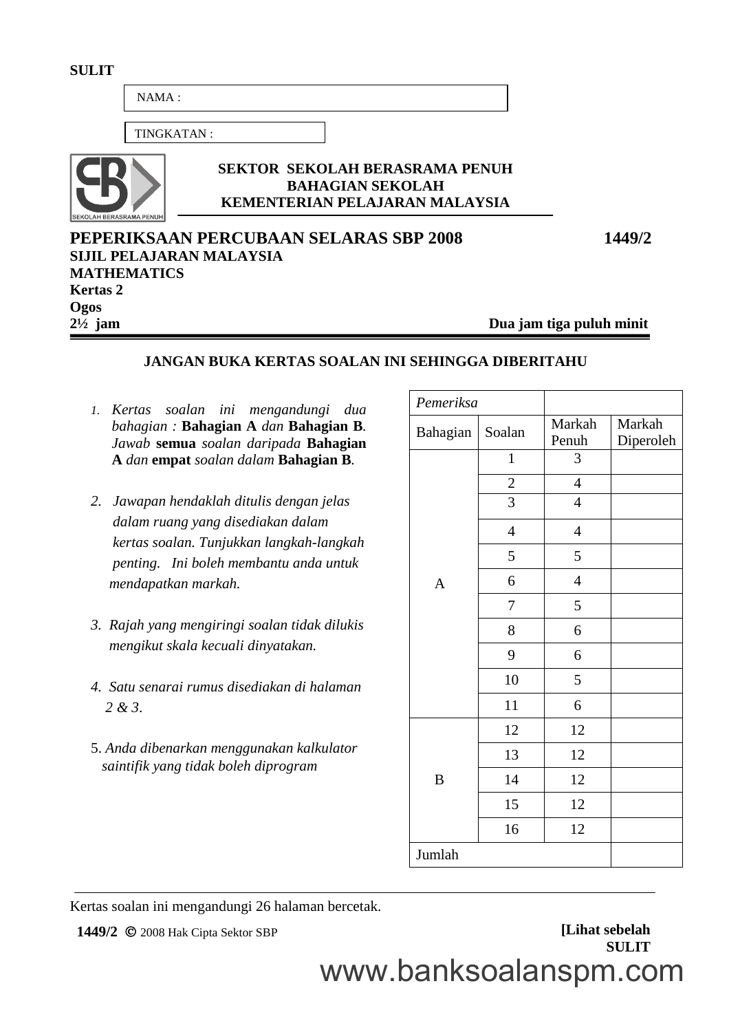SULIT

NAMA :

TINGKATAN :

**SEKTOR SEKOLAH BERASRAMA PENUH**
**BAHAGIAN SEKOLAH**
**KEMENTERIAN PELAJARAN MALAYSIA**

# PEPERIKSAAN PERCUBAAN SELARAS SBP 2008 — 1449/2

**SIJIL PELAJARAN MALAYSIA**
**MATHEMATICS**
**Kertas 2**
**Ogos**
**2½ jam** — **Dua jam tiga puluh minit**

**JANGAN BUKA KERTAS SOALAN INI SEHINGGA DIBERITAHU**

1. *Kertas soalan ini mengandungi dua bahagian :* **Bahagian A** *dan* **Bahagian B**. *Jawab* **semua** *soalan daripada* **Bahagian A** *dan* **empat** *soalan dalam* **Bahagian B**.

2. *Jawapan hendaklah ditulis dengan jelas dalam ruang yang disediakan dalam kertas soalan. Tunjukkan langkah-langkah penting. Ini boleh membantu anda untuk mendapatkan markah.*

3. *Rajah yang mengiringi soalan tidak dilukis mengikut skala kecuali dinyatakan.*

4. *Satu senarai rumus disediakan di halaman 2 & 3.*

5. *Anda dibenarkan menggunakan kalkulator saintifik yang tidak boleh diprogram*

| *Pemeriksa* | | | |
|---|---|---|---|
| Bahagian | Soalan | Markah Penuh | Markah Diperoleh |
| A | 1 | 3 | |
| | 2 | 4 | |
| | 3 | 4 | |
| | 4 | 4 | |
| | 5 | 5 | |
| | 6 | 4 | |
| | 7 | 5 | |
| | 8 | 6 | |
| | 9 | 6 | |
| | 10 | 5 | |
| | 11 | 6 | |
| B | 12 | 12 | |
| | 13 | 12 | |
| | 14 | 12 | |
| | 15 | 12 | |
| | 16 | 12 | |
| Jumlah | | | |

Kertas soalan ini mengandungi 26 halaman bercetak.

**1449/2** © 2008 Hak Cipta Sektor SBP

**[Lihat sebelah**
**SULIT**

www.banksoalanspm.com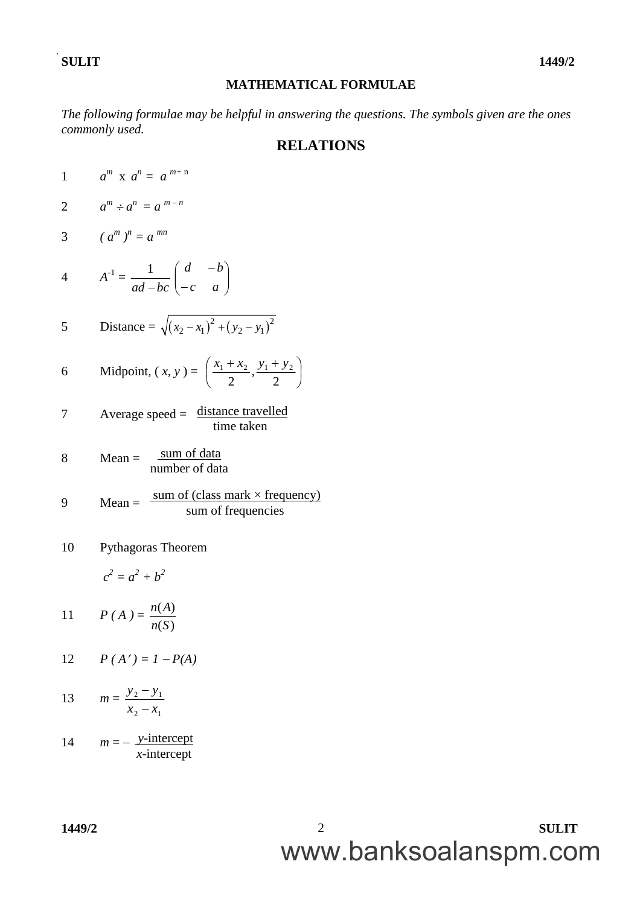## MATHEMATICAL FORMULAE

*The following formulae may be helpful in answering the questions. The symbols given are the ones commonly used.*

### RELATIONS

1. $a^m \times a^n = a^{m+n}$

2. $a^m \div a^n = a^{m-n}$

3. $(a^m)^n = a^{mn}$

4. $A^{-1} = \dfrac{1}{ad - bc}\begin{pmatrix} d & -b \\ -c & a \end{pmatrix}$

5. Distance $= \sqrt{(x_2 - x_1)^2 + (y_2 - y_1)^2}$

6. Midpoint, $(x, y) = \left(\dfrac{x_1 + x_2}{2}, \dfrac{y_1 + y_2}{2}\right)$

7. Average speed $= \dfrac{\text{distance travelled}}{\text{time taken}}$

8. Mean $= \dfrac{\text{sum of data}}{\text{number of data}}$

9. Mean $= \dfrac{\text{sum of (class mark} \times \text{frequency)}}{\text{sum of frequencies}}$

10. Pythagoras Theorem

    $c^2 = a^2 + b^2$

11. $P(A) = \dfrac{n(A)}{n(S)}$

12. $P(A') = 1 - P(A)$

13. $m = \dfrac{y_2 - y_1}{x_2 - x_1}$

14. $m = -\dfrac{y\text{-intercept}}{x\text{-intercept}}$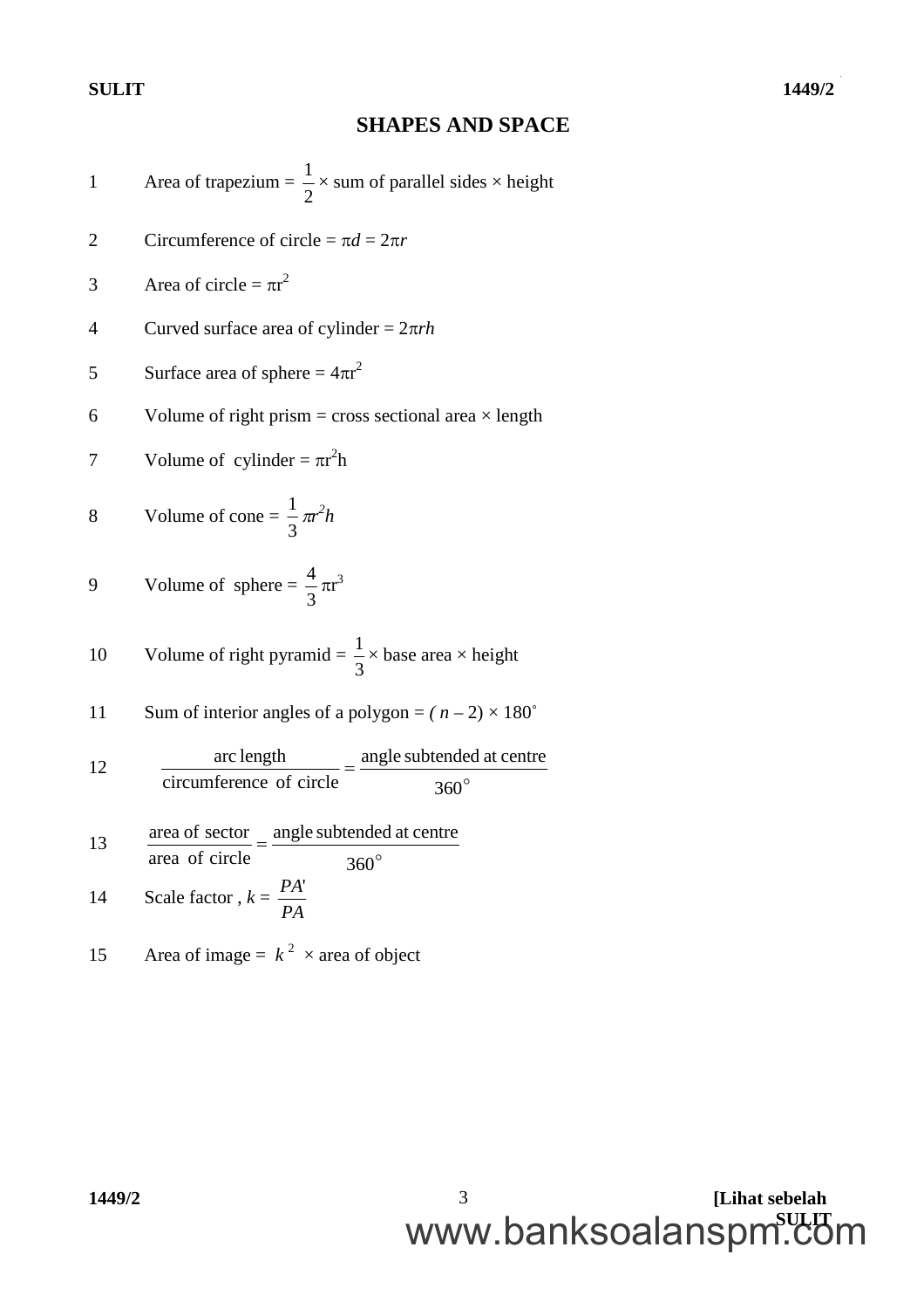## SHAPES AND SPACE

1. Area of trapezium = $\frac{1}{2}$ × sum of parallel sides × height

2. Circumference of circle = $\pi d = 2\pi r$

3. Area of circle = $\pi r^2$

4. Curved surface area of cylinder = $2\pi rh$

5. Surface area of sphere = $4\pi r^2$

6. Volume of right prism = cross sectional area × length

7. Volume of cylinder = $\pi r^2 h$

8. Volume of cone = $\frac{1}{3}\pi r^2 h$

9. Volume of sphere = $\frac{4}{3}\pi r^3$

10. Volume of right pyramid = $\frac{1}{3}$ × base area × height

11. Sum of interior angles of a polygon = $(n - 2) \times 180^\circ$

12. $$\frac{\text{arc length}}{\text{circumference of circle}} = \frac{\text{angle subtended at centre}}{360^\circ}$$

13. $$\frac{\text{area of sector}}{\text{area of circle}} = \frac{\text{angle subtended at centre}}{360^\circ}$$

14. Scale factor, $k = \frac{PA'}{PA}$

15. Area of image = $k^2$ × area of object

www.banksoalanspm.com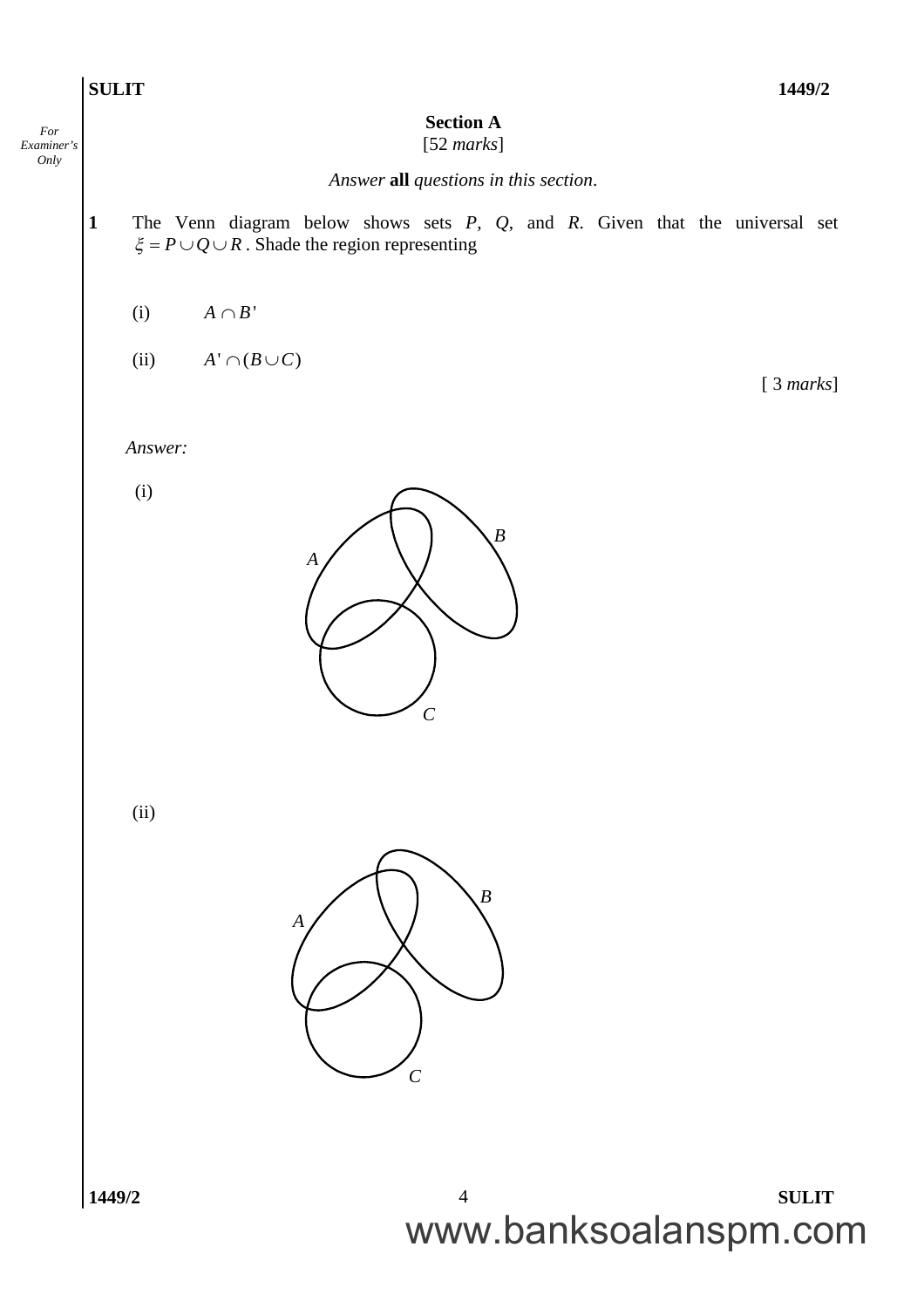## Section A

[52 *marks*]

*Answer* **all** *questions in this section.*

**1** The Venn diagram below shows sets *P*, *Q*, and *R*. Given that the universal set $\xi = P \cup Q \cup R$. Shade the region representing

(i) $A \cap B'$

(ii) $A' \cap (B \cup C)$

[ 3 *marks*]

*Answer:*

(i)

A B C

(ii)

A B C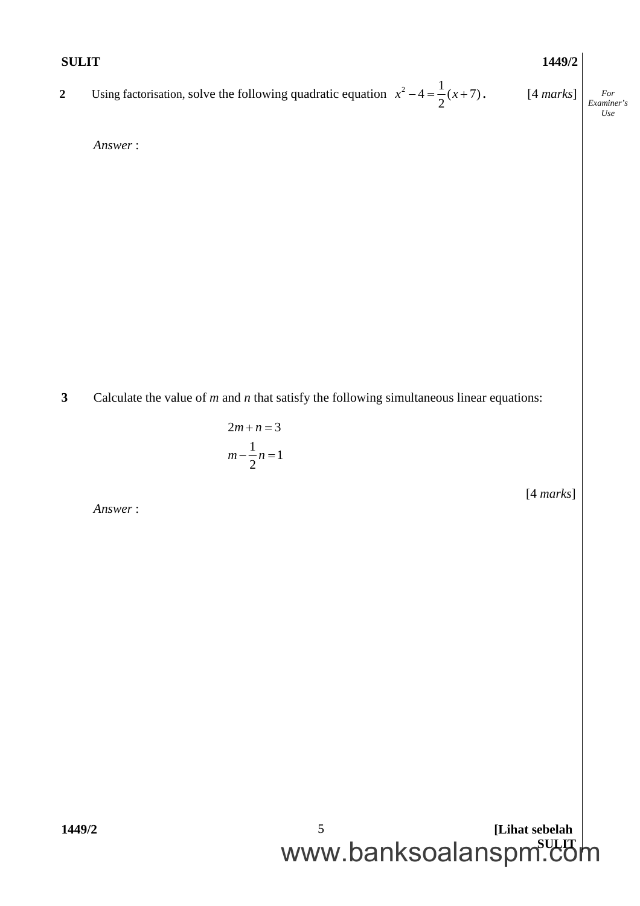**2** Using factorisation, solve the following quadratic equation $x^2 - 4 = \frac{1}{2}(x+7)$. [4 *marks*]

*Answer* :

**3** Calculate the value of $m$ and $n$ that satisfy the following simultaneous linear equations:

$$2m + n = 3$$

$$m - \frac{1}{2}n = 1$$

[4 *marks*]

*Answer* :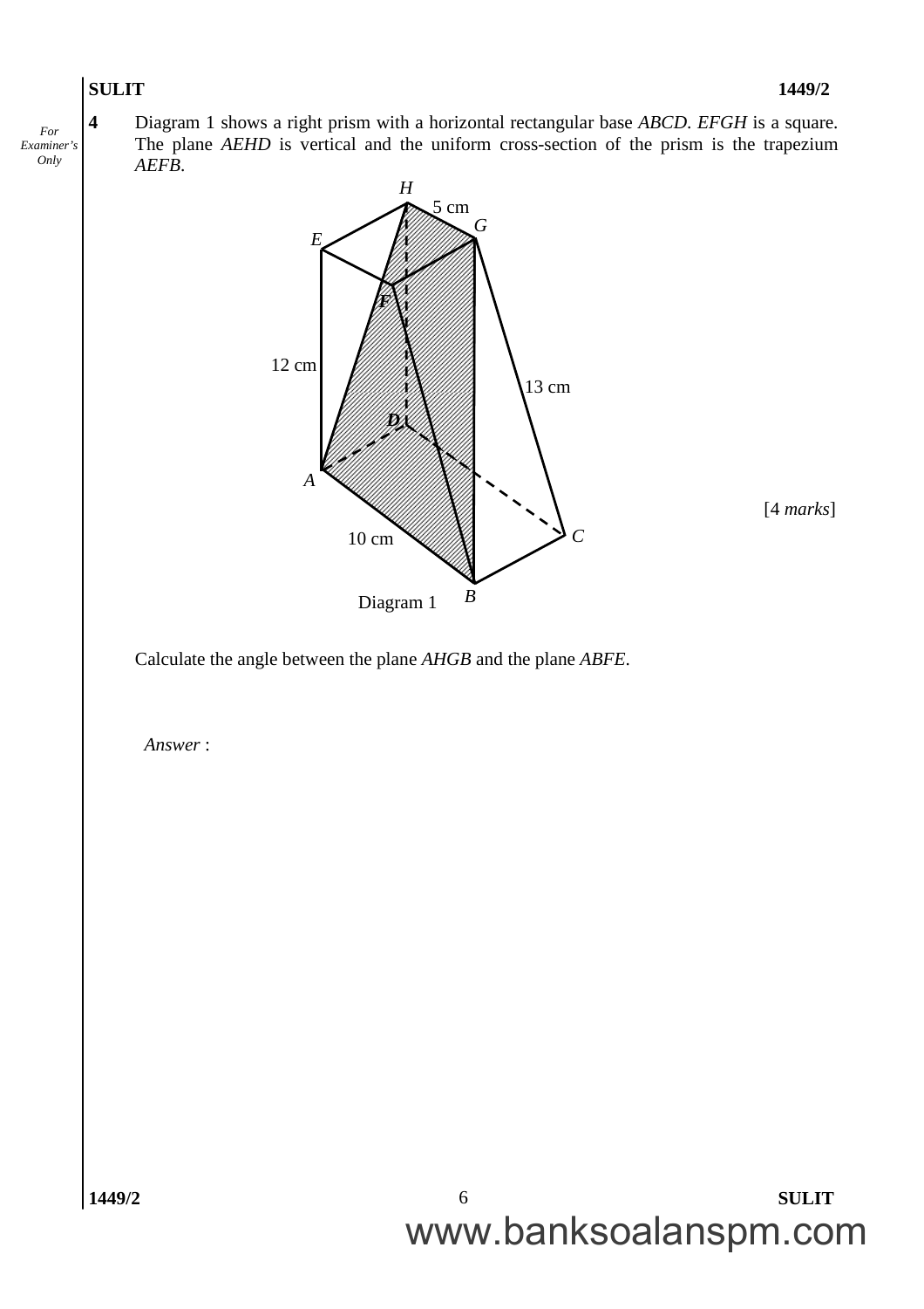**4** Diagram 1 shows a right prism with a horizontal rectangular base *ABCD*. *EFGH* is a square. The plane *AEHD* is vertical and the uniform cross-section of the prism is the trapezium *AEFB*.

Diagram 1

[4 *marks*]

Calculate the angle between the plane *AHGB* and the plane *ABFE*.

*Answer* :

www.banksoalanspm.com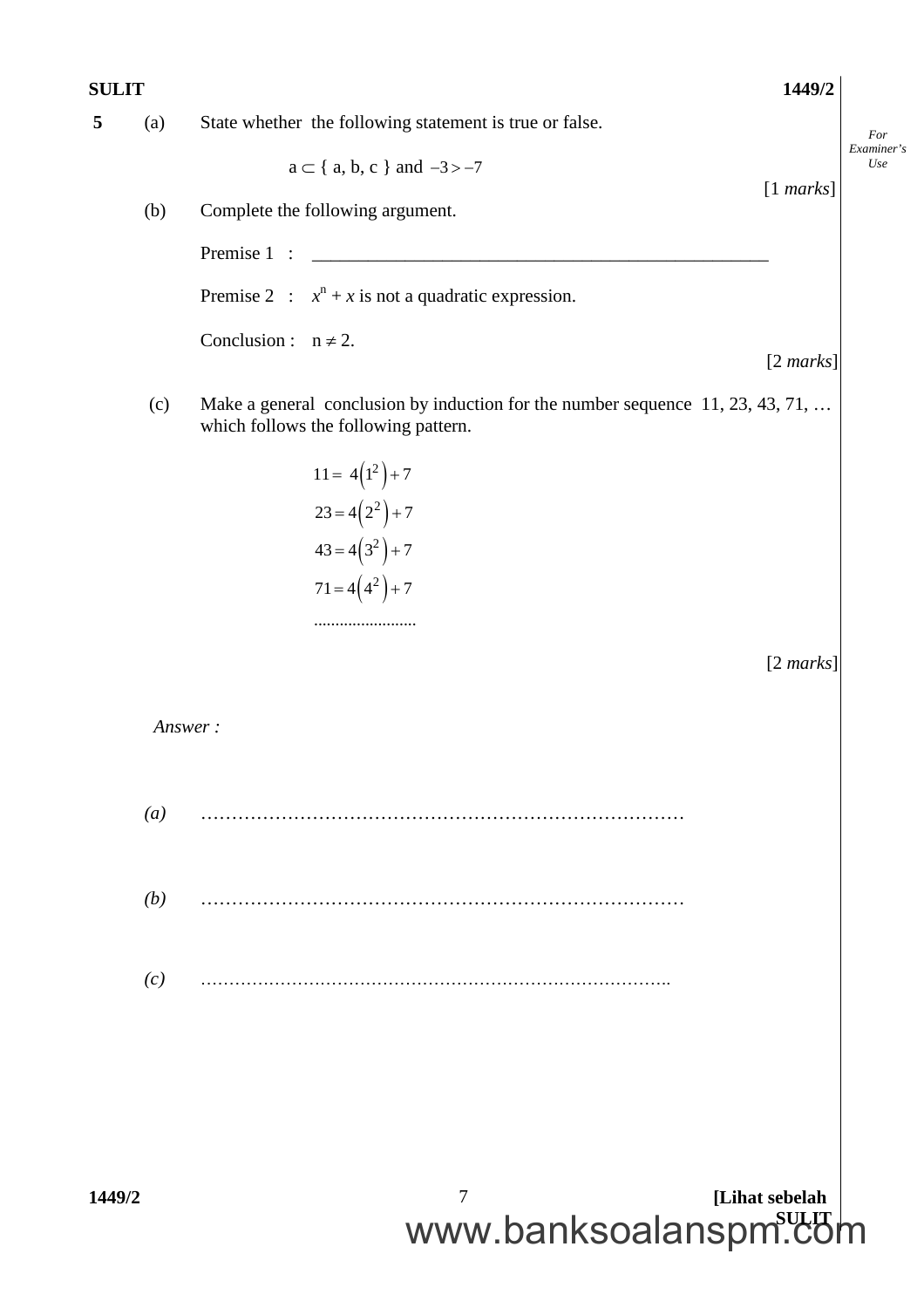**5** (a) State whether the following statement is true or false.

$$a \subset \{ a, b, c \} \text{ and } -3 > -7$$

[1 *marks*]

(b) Complete the following argument.

Premise 1 : ______________________________________________

Premise 2 : $x^n + x$ is not a quadratic expression.

Conclusion : $n \neq 2$.

[2 *marks*]

(c) Make a general conclusion by induction for the number sequence 11, 23, 43, 71, … which follows the following pattern.

$$11 = 4\left(1^2\right) + 7$$

$$23 = 4\left(2^2\right) + 7$$

$$43 = 4\left(3^2\right) + 7$$

$$71 = 4\left(4^2\right) + 7$$

.......................

[2 *marks*]

*Answer :*

*(a)* ……………………………………………………………………

*(b)* ……………………………………………………………………

*(c)* ……………………………………………………………………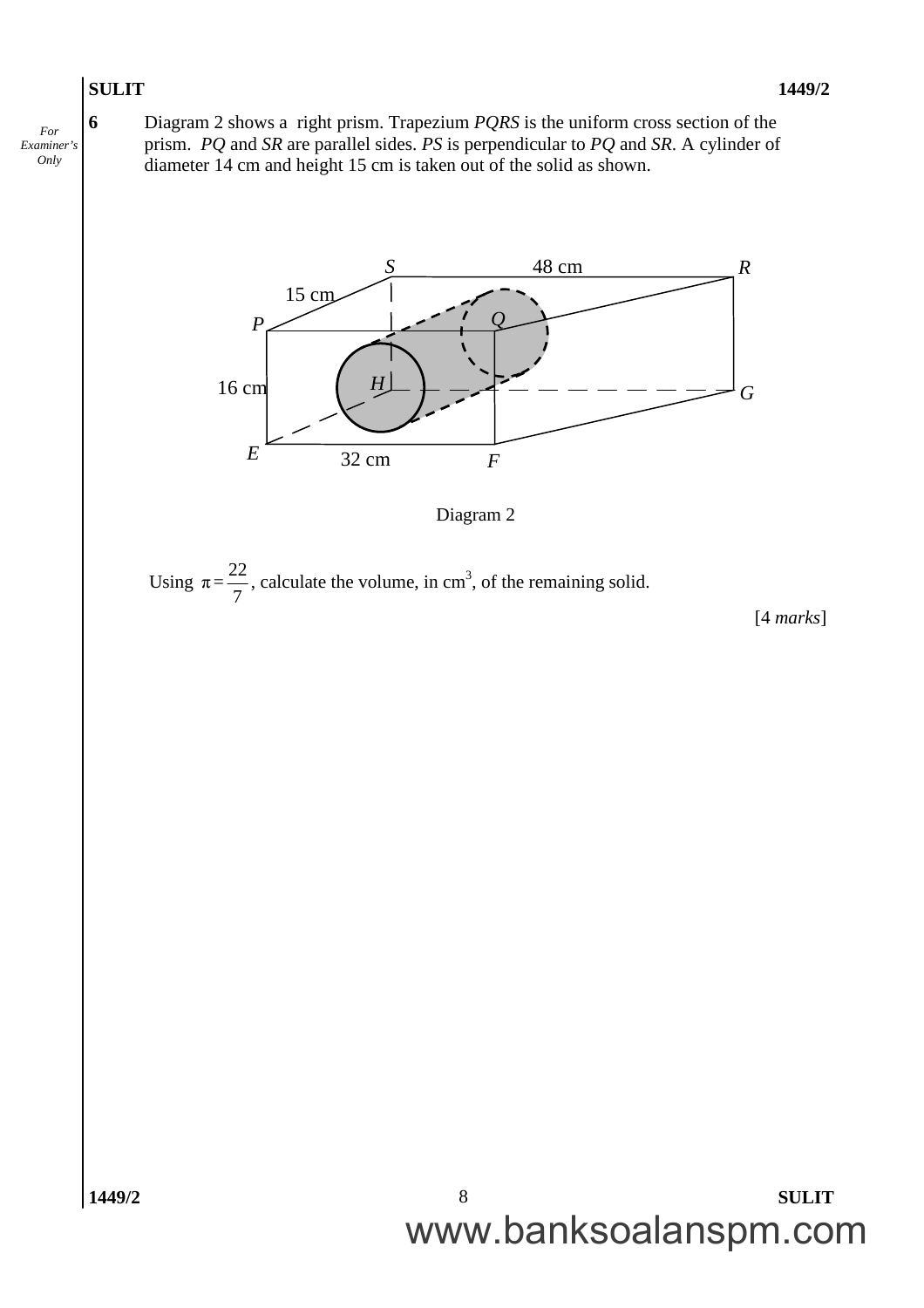**6** Diagram 2 shows a right prism. Trapezium *PQRS* is the uniform cross section of the prism. *PQ* and *SR* are parallel sides. *PS* is perpendicular to *PQ* and *SR*. A cylinder of diameter 14 cm and height 15 cm is taken out of the solid as shown.

Diagram 2

Using $\pi = \frac{22}{7}$, calculate the volume, in $cm^3$, of the remaining solid.

[4 *marks*]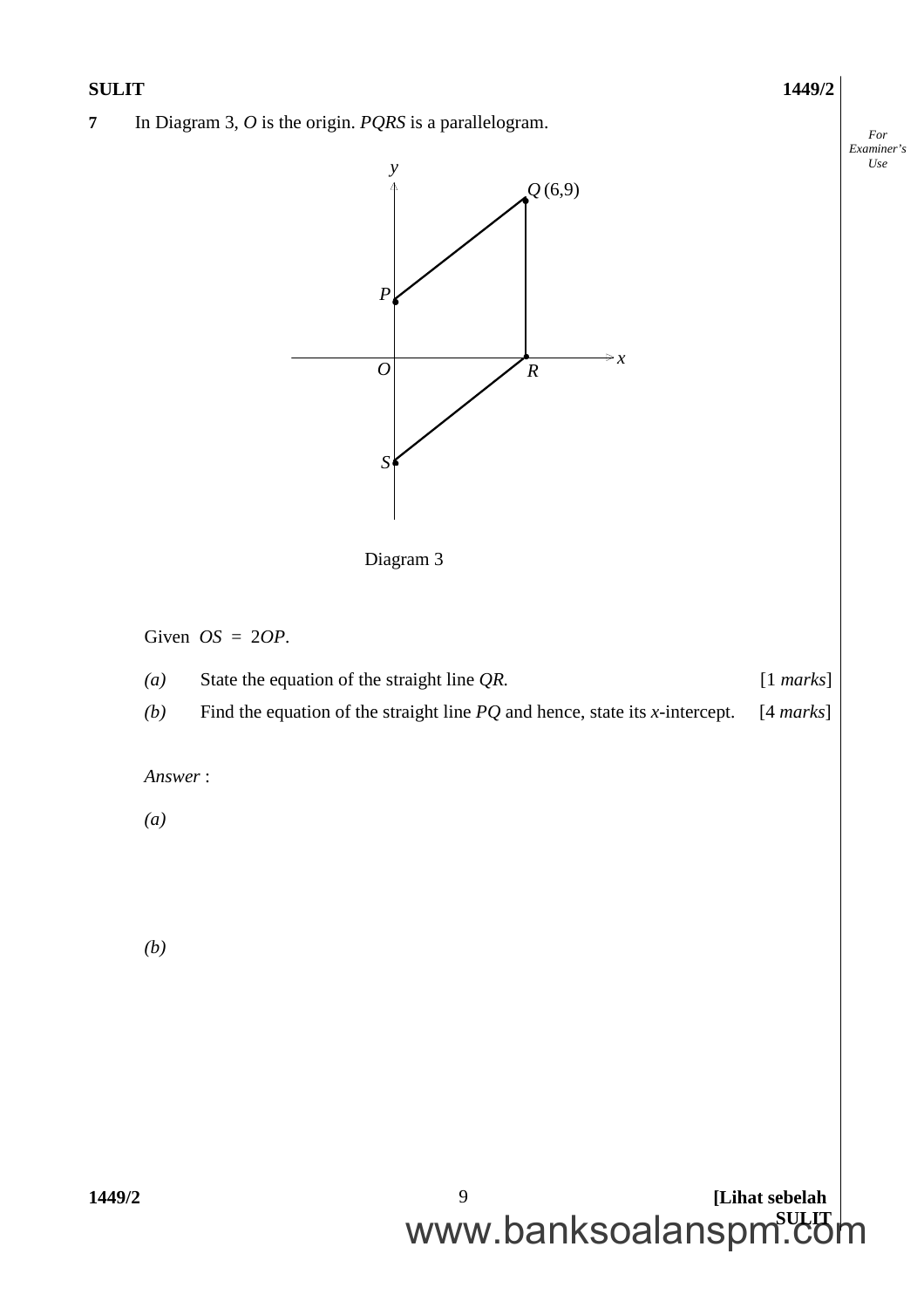**7** In Diagram 3, $O$ is the origin. $PQRS$ is a parallelogram.

Diagram 3

Given $OS = 2OP$.

*(a)* State the equation of the straight line $QR$. [1 *marks*]

*(b)* Find the equation of the straight line $PQ$ and hence, state its $x$-intercept. [4 *marks*]

*Answer* :

*(a)*

*(b)*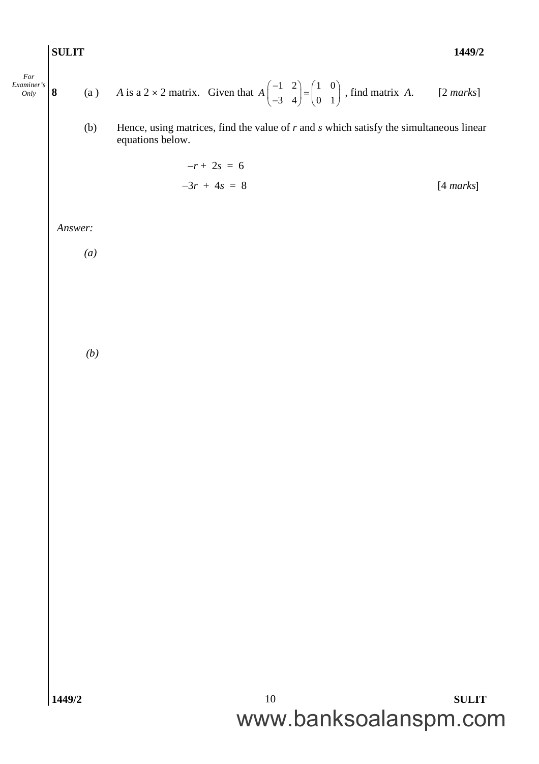**8** (a) $A$ is a $2 \times 2$ matrix. Given that $A\begin{pmatrix} -1 & 2 \\ -3 & 4 \end{pmatrix} = \begin{pmatrix} 1 & 0 \\ 0 & 1 \end{pmatrix}$, find matrix $A$. [2 *marks*]

(b) Hence, using matrices, find the value of $r$ and $s$ which satisfy the simultaneous linear equations below.

$$-r + 2s = 6$$

$$-3r + 4s = 8$$

[4 *marks*]

*Answer:*

*(a)*

*(b)*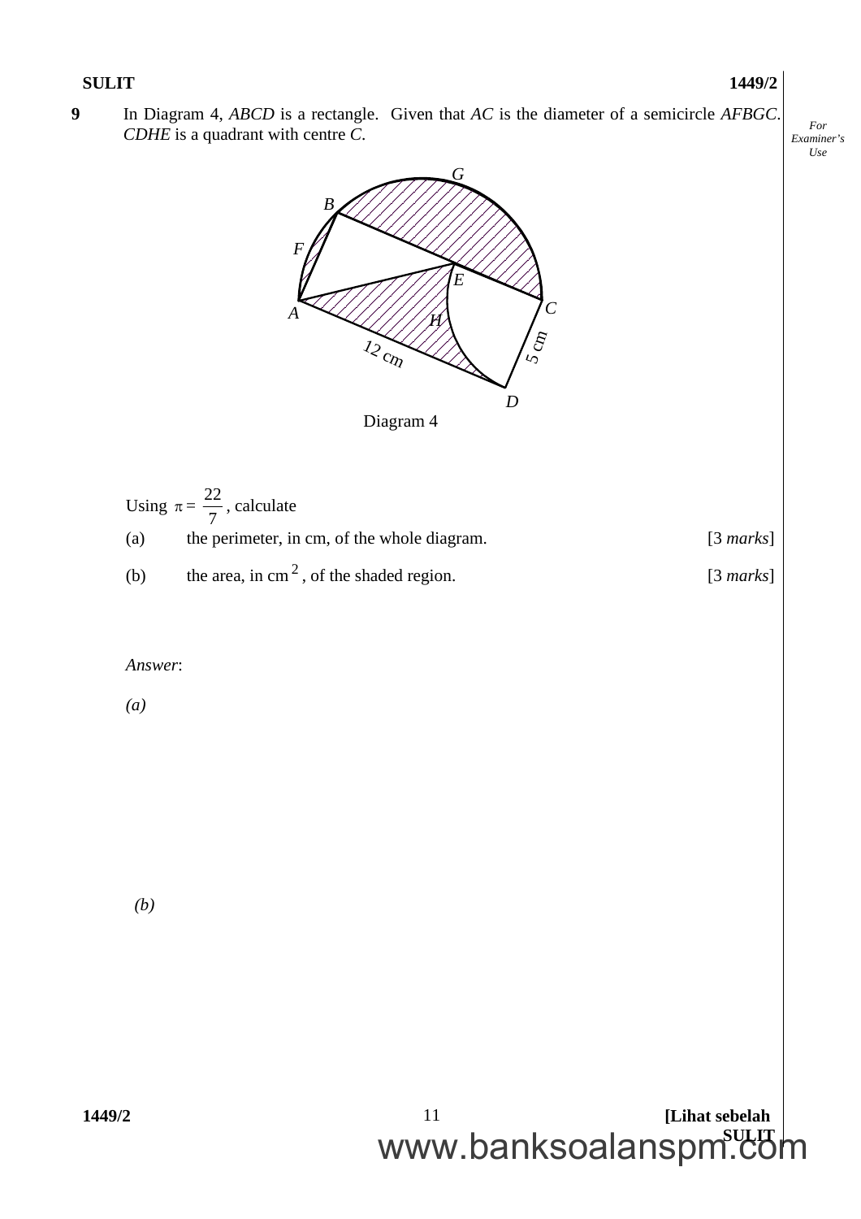**9** In Diagram 4, *ABCD* is a rectangle. Given that *AC* is the diameter of a semicircle *AFBGC*. *CDHE* is a quadrant with centre *C*.

Diagram 4

Using $\pi = \frac{22}{7}$, calculate

(a) the perimeter, in cm, of the whole diagram. [3 *marks*]

(b) the area, in $cm^2$, of the shaded region. [3 *marks*]

*Answer*:

*(a)*

*(b)*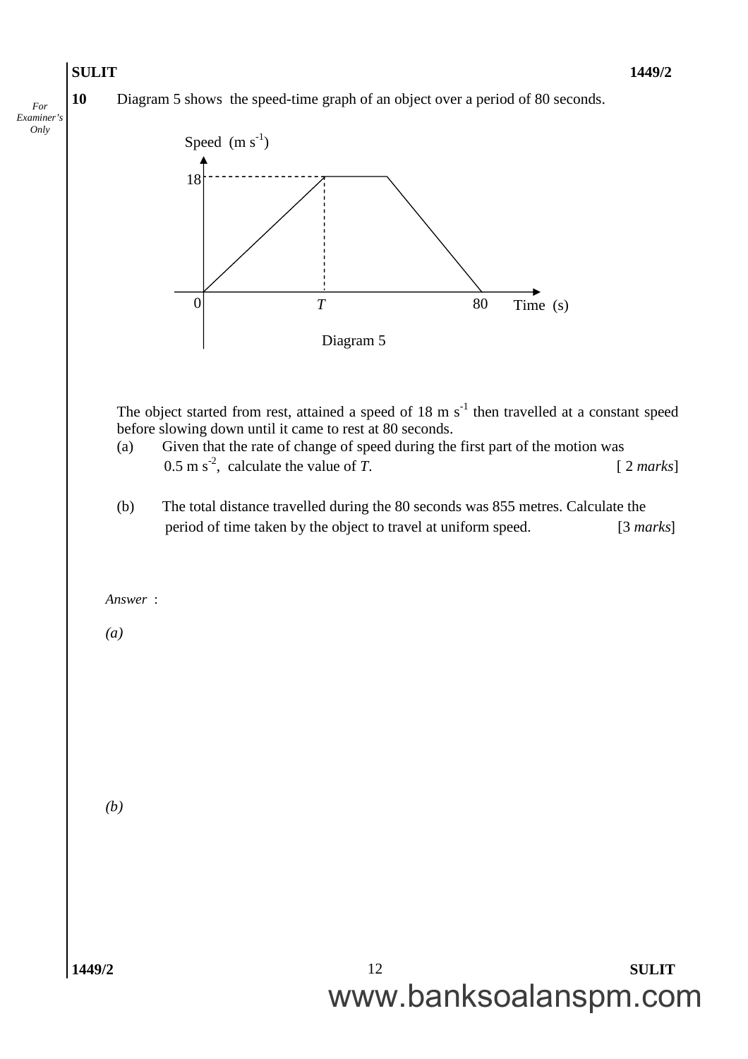**10** Diagram 5 shows the speed-time graph of an object over a period of 80 seconds.

Diagram 5

The object started from rest, attained a speed of 18 m $s^{-1}$ then travelled at a constant speed before slowing down until it came to rest at 80 seconds.

(a) Given that the rate of change of speed during the first part of the motion was 0.5 m $s^{-2}$, calculate the value of $T$. [ 2 *marks*]

(b) The total distance travelled during the 80 seconds was 855 metres. Calculate the period of time taken by the object to travel at uniform speed. [3 *marks*]

*Answer* :

*(a)*

*(b)*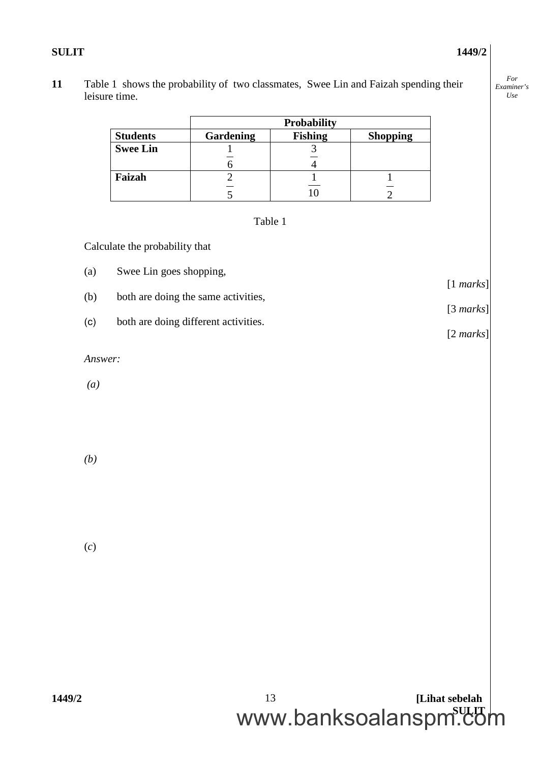**11** Table 1 shows the probability of two classmates, Swee Lin and Faizah spending their leisure time.

| | Probability | | |
|---|---|---|---|
| **Students** | **Gardening** | **Fishing** | **Shopping** |
| **Swee Lin** | $\frac{1}{6}$ | $\frac{3}{4}$ | |
| **Faizah** | $\frac{2}{5}$ | $\frac{1}{10}$ | $\frac{1}{2}$ |

Table 1

Calculate the probability that

(a) Swee Lin goes shopping,

[1 *marks*]

(b) both are doing the same activities,

[3 *marks*]

(c) both are doing different activities.

[2 *marks*]

*Answer:*

*(a)*

*(b)*

(*c*)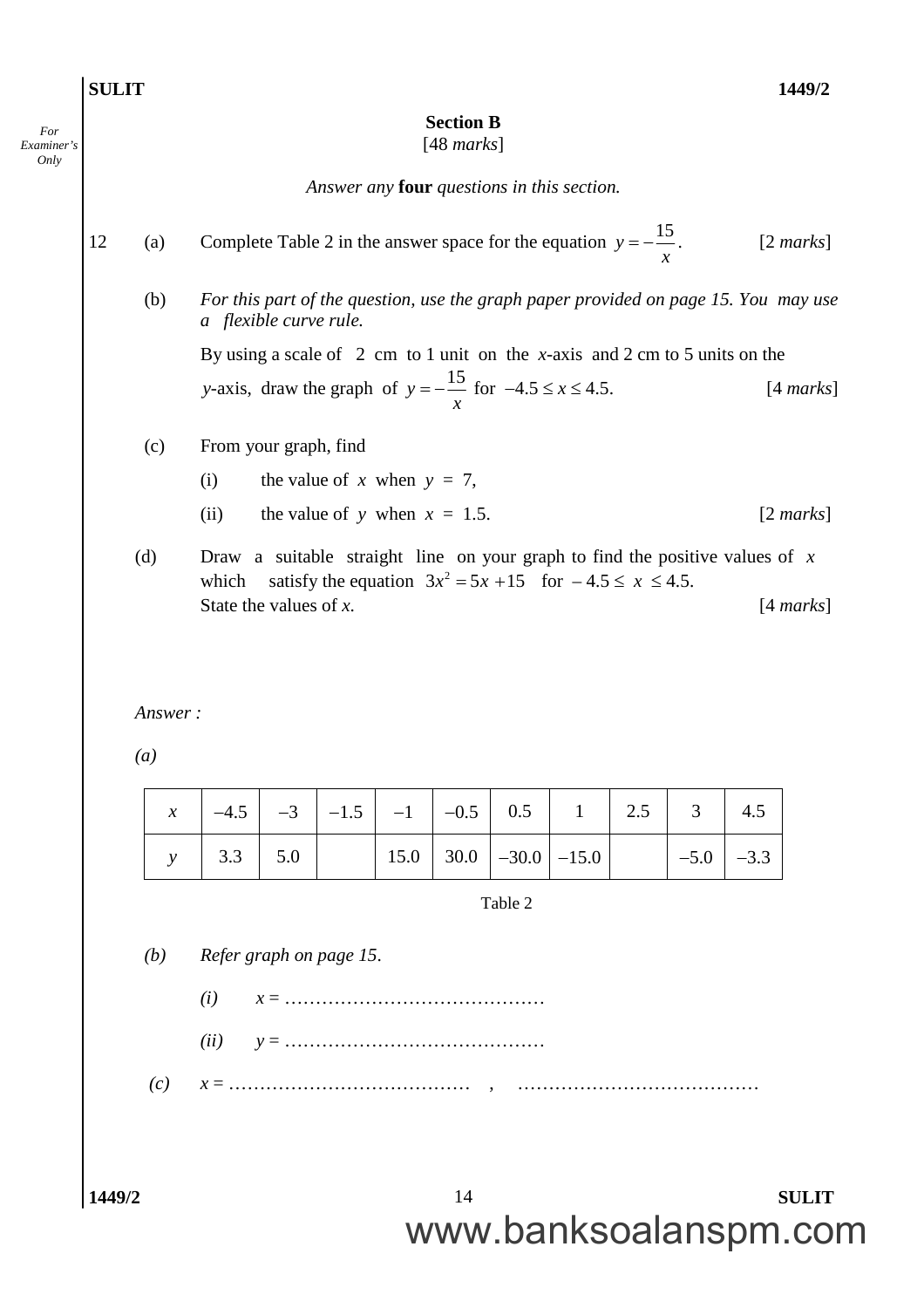## Section B

[48 *marks*]

*Answer any* **four** *questions in this section.*

12 (a) Complete Table 2 in the answer space for the equation $y = -\frac{15}{x}$. [2 *marks*]

(b) *For this part of the question, use the graph paper provided on page 15. You may use a flexible curve rule.*

By using a scale of 2 cm to 1 unit on the $x$-axis and 2 cm to 5 units on the $y$-axis, draw the graph of $y = -\frac{15}{x}$ for $-4.5 \leq x \leq 4.5$. [4 *marks*]

(c) From your graph, find

(i) the value of $x$ when $y = 7$,

(ii) the value of $y$ when $x = 1.5$. [2 *marks*]

(d) Draw a suitable straight line on your graph to find the positive values of $x$ which satisfy the equation $3x^2 = 5x + 15$ for $-4.5 \leq x \leq 4.5$.
State the values of $x$. [4 *marks*]

*Answer :*

*(a)*

| $x$ | –4.5 | –3 | –1.5 | –1 | –0.5 | 0.5 | 1 | 2.5 | 3 | 4.5 |
|---|---|---|---|---|---|---|---|---|---|---|
| $y$ | 3.3 | 5.0 | | 15.0 | 30.0 | –30.0 | –15.0 | | –5.0 | –3.3 |

Table 2

*(b)* *Refer graph on page 15.*

*(i)* $x$ = ……………………………………

*(ii)* $y$ = ……………………………………

*(c)* $x$ = ………………………………… , …………………………………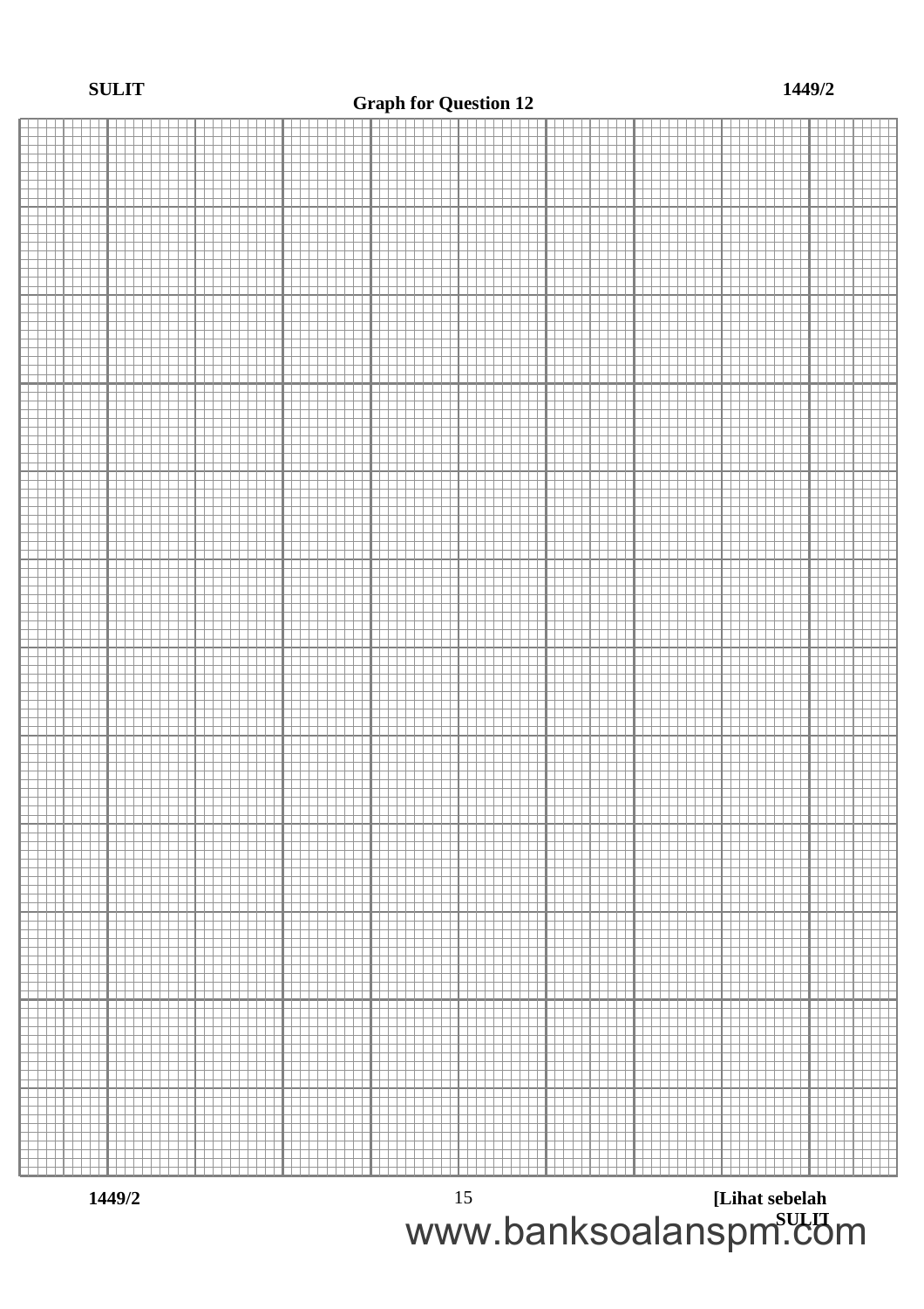**Graph for Question 12**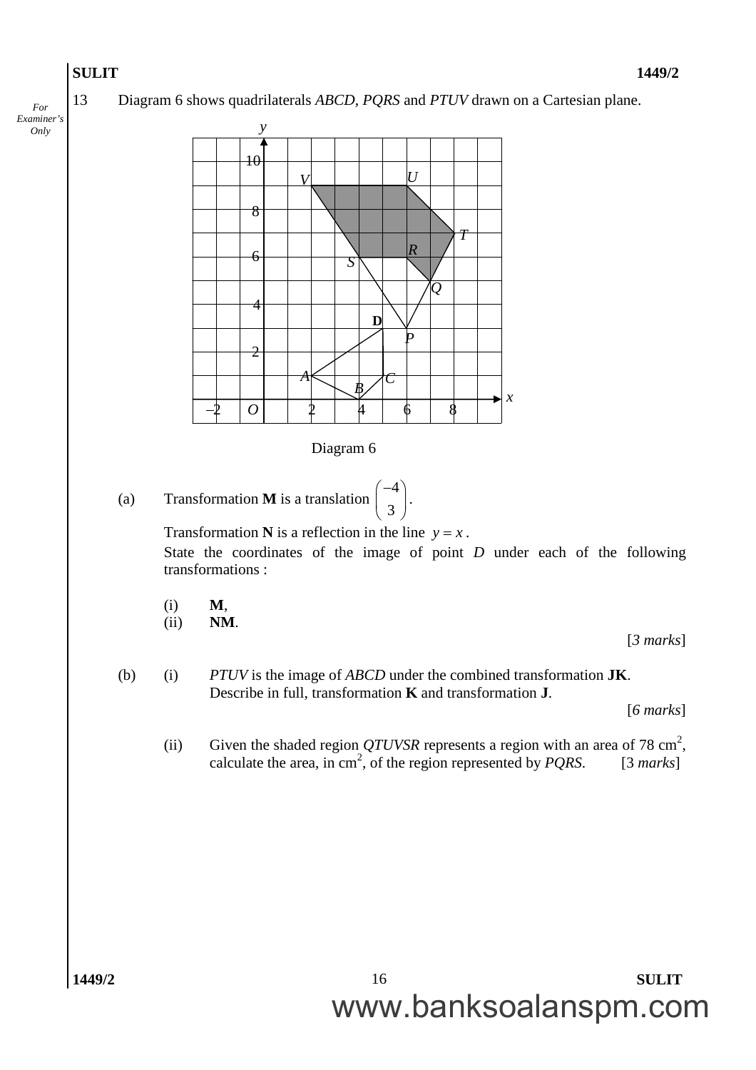13 Diagram 6 shows quadrilaterals *ABCD*, *PQRS* and *PTUV* drawn on a Cartesian plane.

Diagram 6

(a) Transformation **M** is a translation $\begin{pmatrix} -4 \\ 3 \end{pmatrix}$.

Transformation **N** is a reflection in the line $y = x$.

State the coordinates of the image of point *D* under each of the following transformations :

(i) **M**,

(ii) **NM**.

[*3 marks*]

(b) (i) *PTUV* is the image of *ABCD* under the combined transformation **JK**. Describe in full, transformation **K** and transformation **J**.

[*6 marks*]

(ii) Given the shaded region *QTUVSR* represents a region with an area of 78 $cm^2$, calculate the area, in $cm^2$, of the region represented by *PQRS*. [3 *marks*]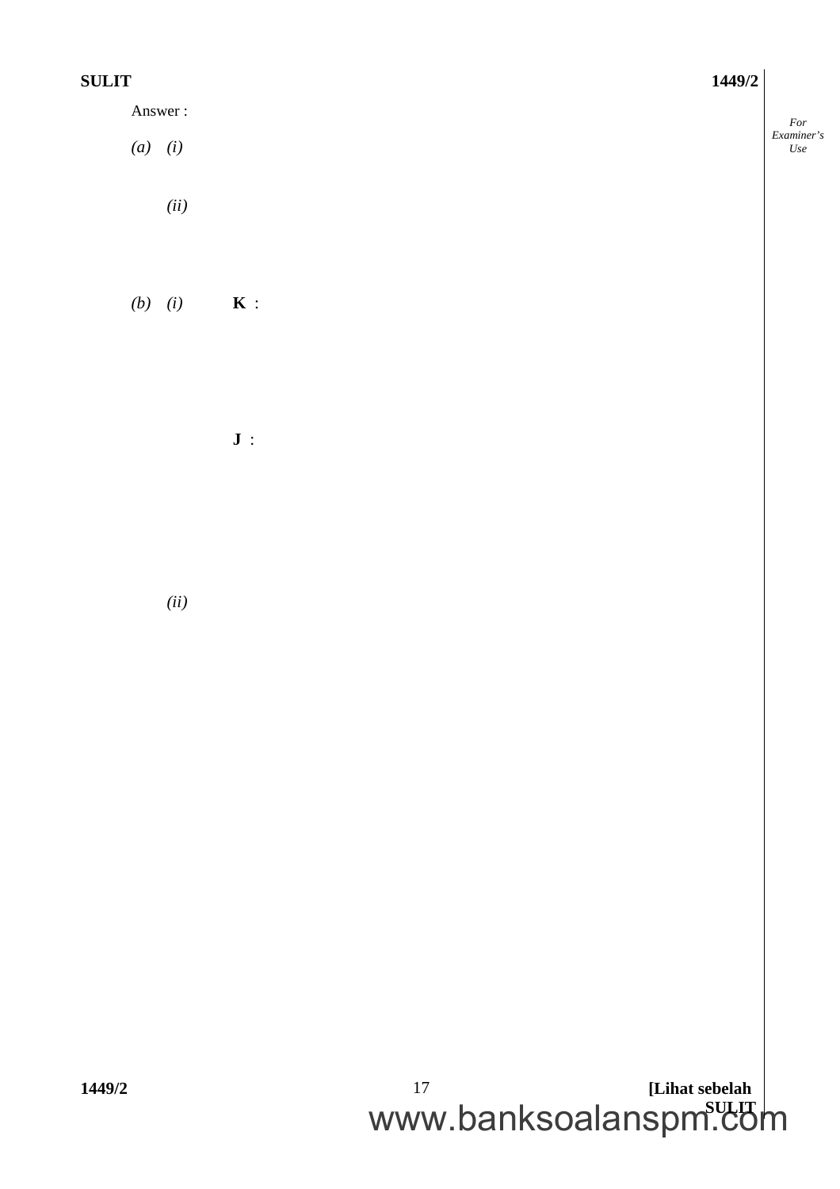Answer :

*(a)* *(i)*

*(ii)*

*(b)* *(i)* **K** :

**J** :

*(ii)*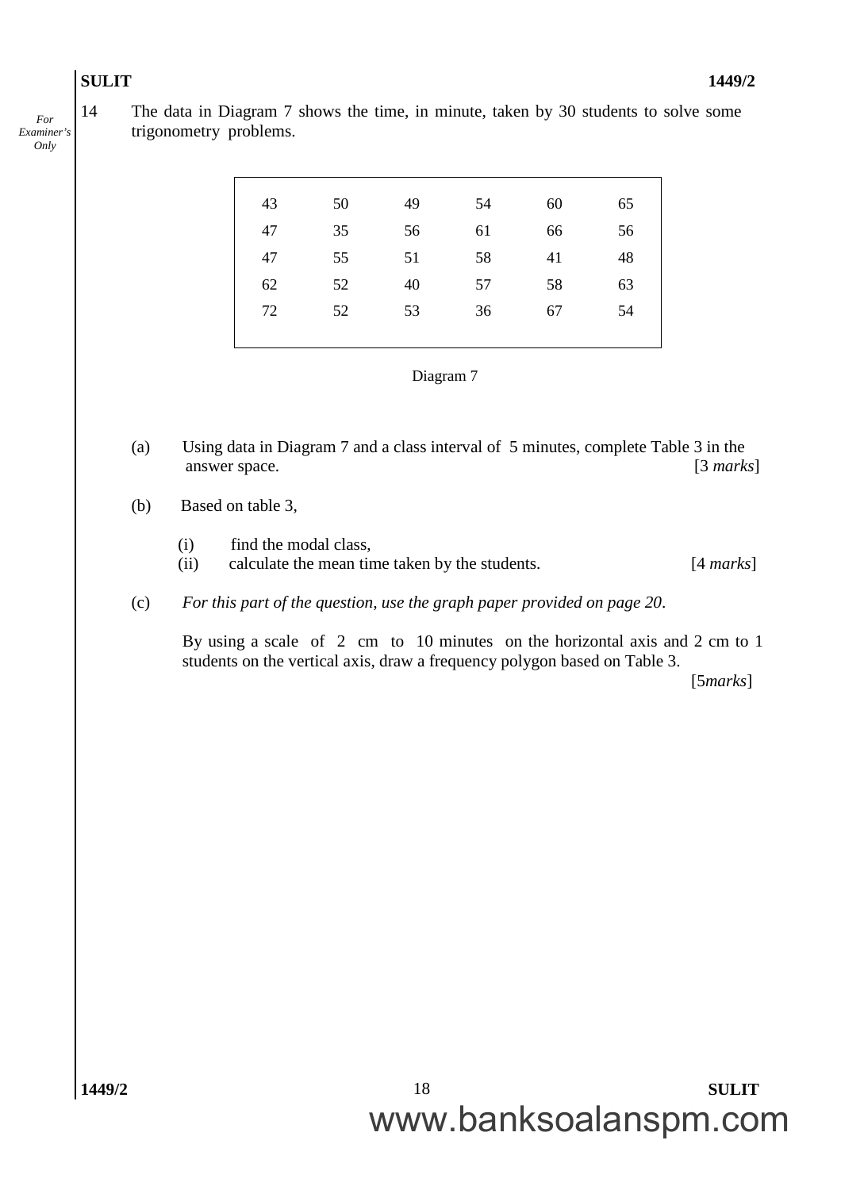14 The data in Diagram 7 shows the time, in minute, taken by 30 students to solve some trigonometry problems.

| | | | | | |
|---|---|---|---|---|---|
| 43 | 50 | 49 | 54 | 60 | 65 |
| 47 | 35 | 56 | 61 | 66 | 56 |
| 47 | 55 | 51 | 58 | 41 | 48 |
| 62 | 52 | 40 | 57 | 58 | 63 |
| 72 | 52 | 53 | 36 | 67 | 54 |

Diagram 7

(a) Using data in Diagram 7 and a class interval of 5 minutes, complete Table 3 in the answer space. [3 *marks*]

(b) Based on table 3,

(i) find the modal class,

(ii) calculate the mean time taken by the students. [4 *marks*]

(c) *For this part of the question, use the graph paper provided on page 20.*

By using a scale of 2 cm to 10 minutes on the horizontal axis and 2 cm to 1 students on the vertical axis, draw a frequency polygon based on Table 3.

[5*marks*]

www.banksoalanspm.com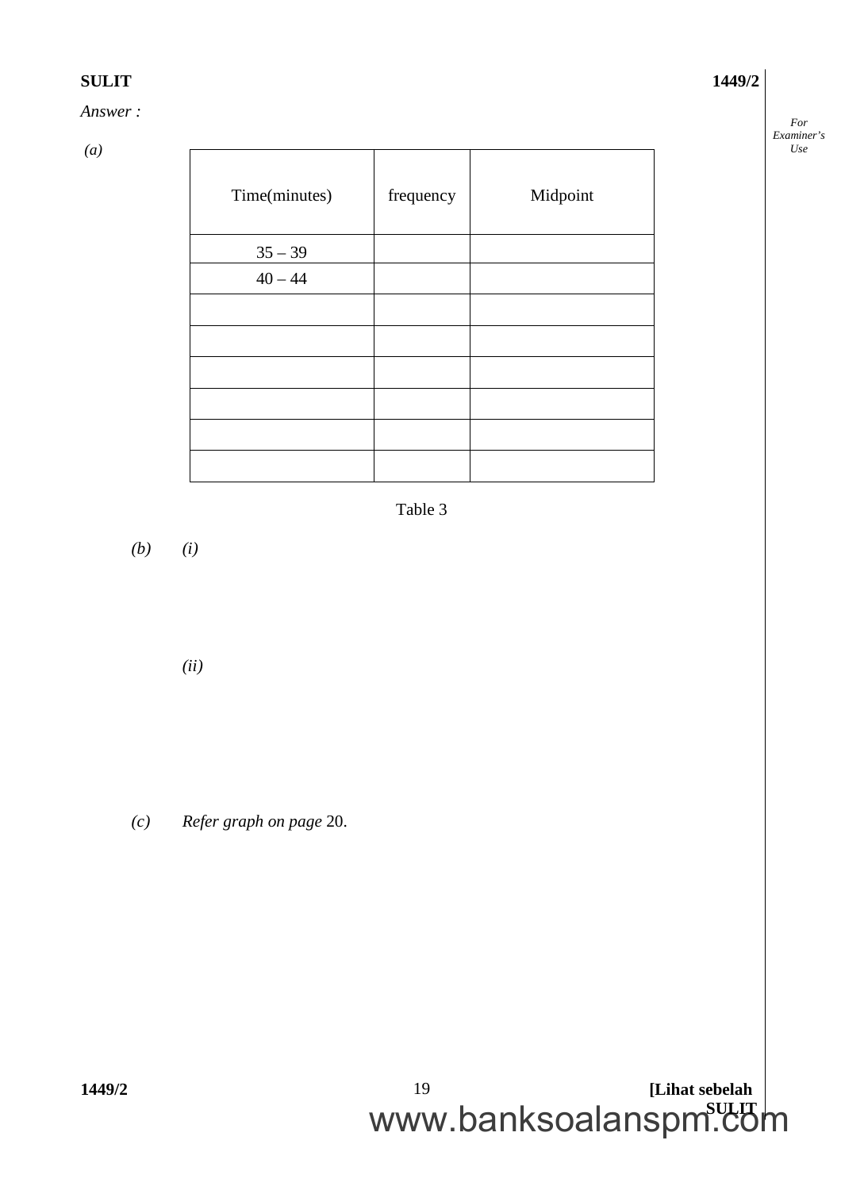*Answer :*

*(a)*

| Time(minutes) | frequency | Midpoint |
|---|---|---|
| 35 – 39 | | |
| 40 – 44 | | |
| | | |
| | | |
| | | |
| | | |
| | | |
| | | |

Table 3

*(b)* *(i)*

*(ii)*

*(c)* *Refer graph on page* 20.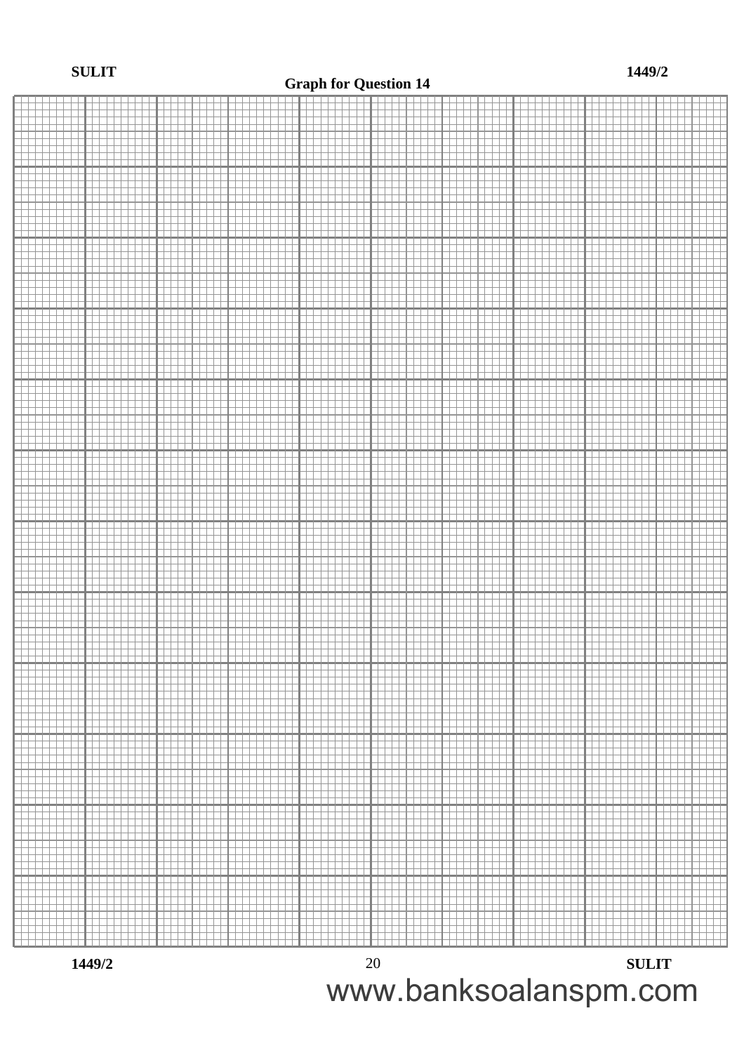**Graph for Question 14**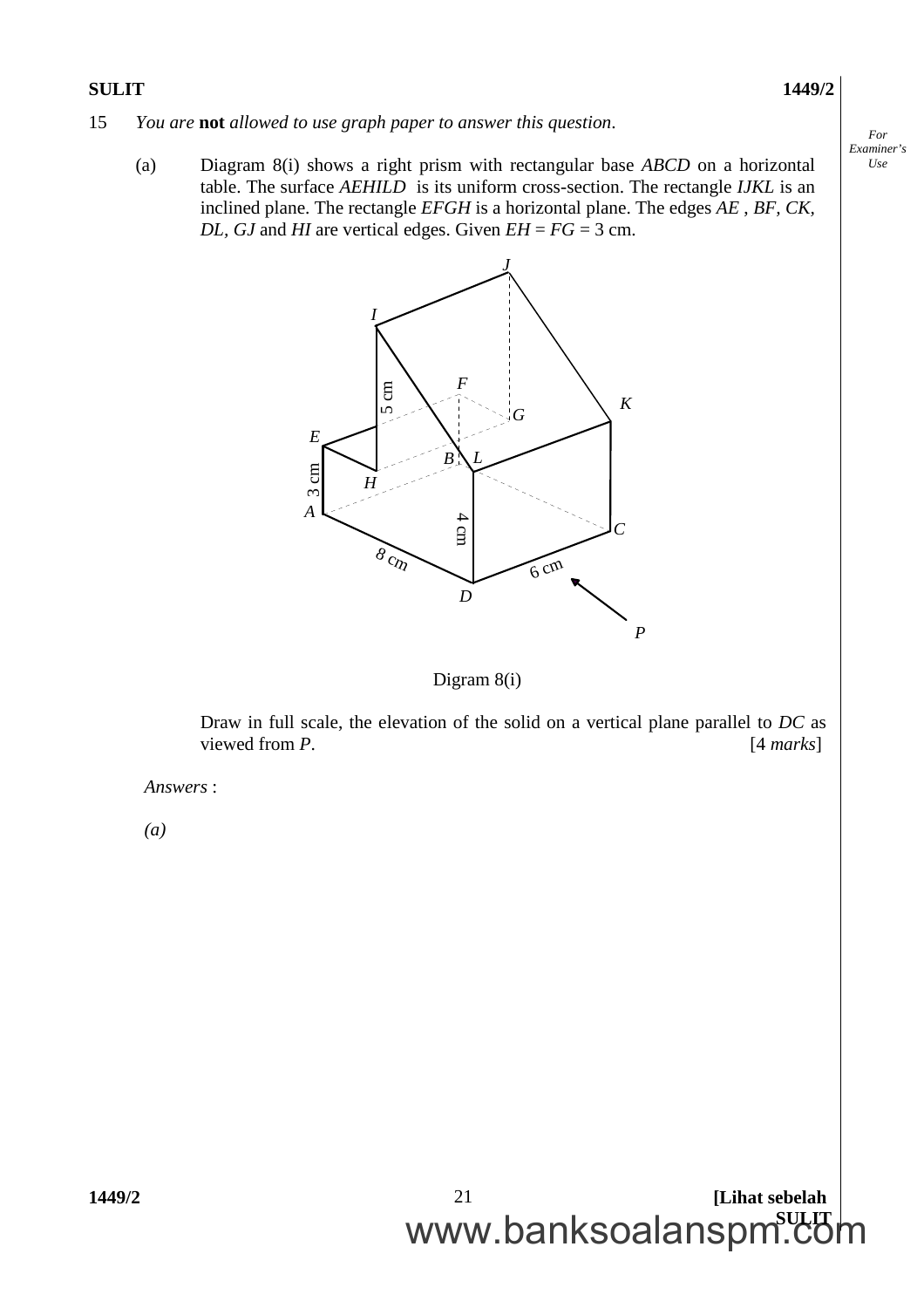15 *You are* **not** *allowed to use graph paper to answer this question.*

(a) Diagram 8(i) shows a right prism with rectangular base *ABCD* on a horizontal table. The surface *AEHILD* is its uniform cross-section. The rectangle *IJKL* is an inclined plane. The rectangle *EFGH* is a horizontal plane. The edges *AE* , *BF*, *CK*, *DL*, *GJ* and *HI* are vertical edges. Given *EH* = *FG* = 3 cm.

Digram 8(i)

Draw in full scale, the elevation of the solid on a vertical plane parallel to *DC* as viewed from *P*. [4 *marks*]

*Answers* :

*(a)*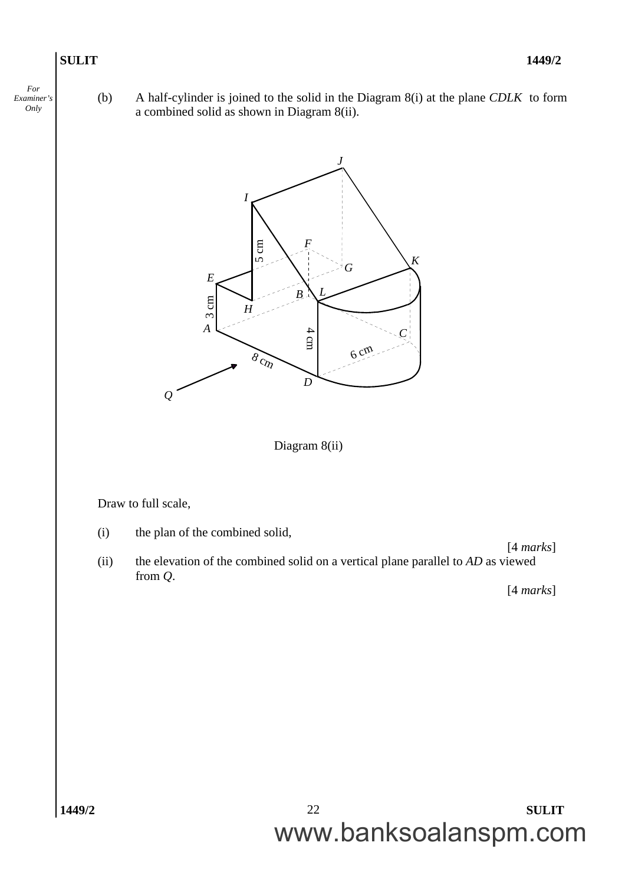(b) A half-cylinder is joined to the solid in the Diagram 8(i) at the plane *CDLK* to form a combined solid as shown in Diagram 8(ii).

Diagram 8(ii)

Draw to full scale,

(i) the plan of the combined solid,

[4 *marks*]

(ii) the elevation of the combined solid on a vertical plane parallel to *AD* as viewed from *Q*.

[4 *marks*]

www.banksoalanspm.com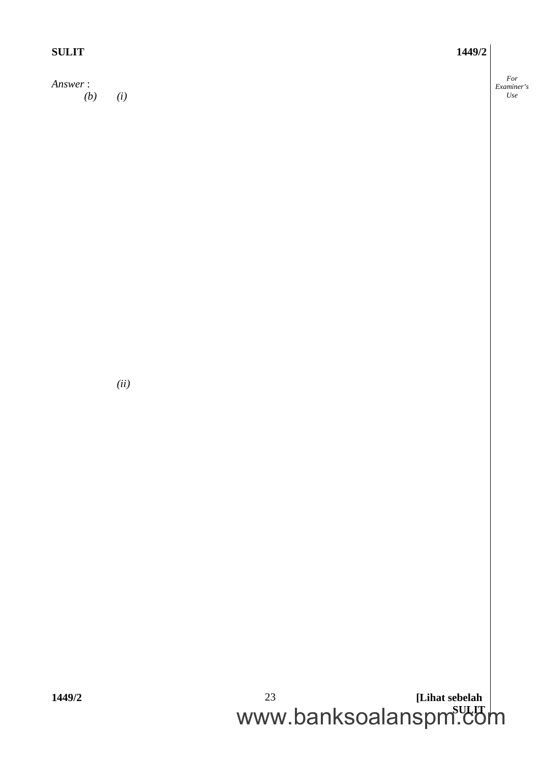*Answer* :

*(b)* *(i)*

*(ii)*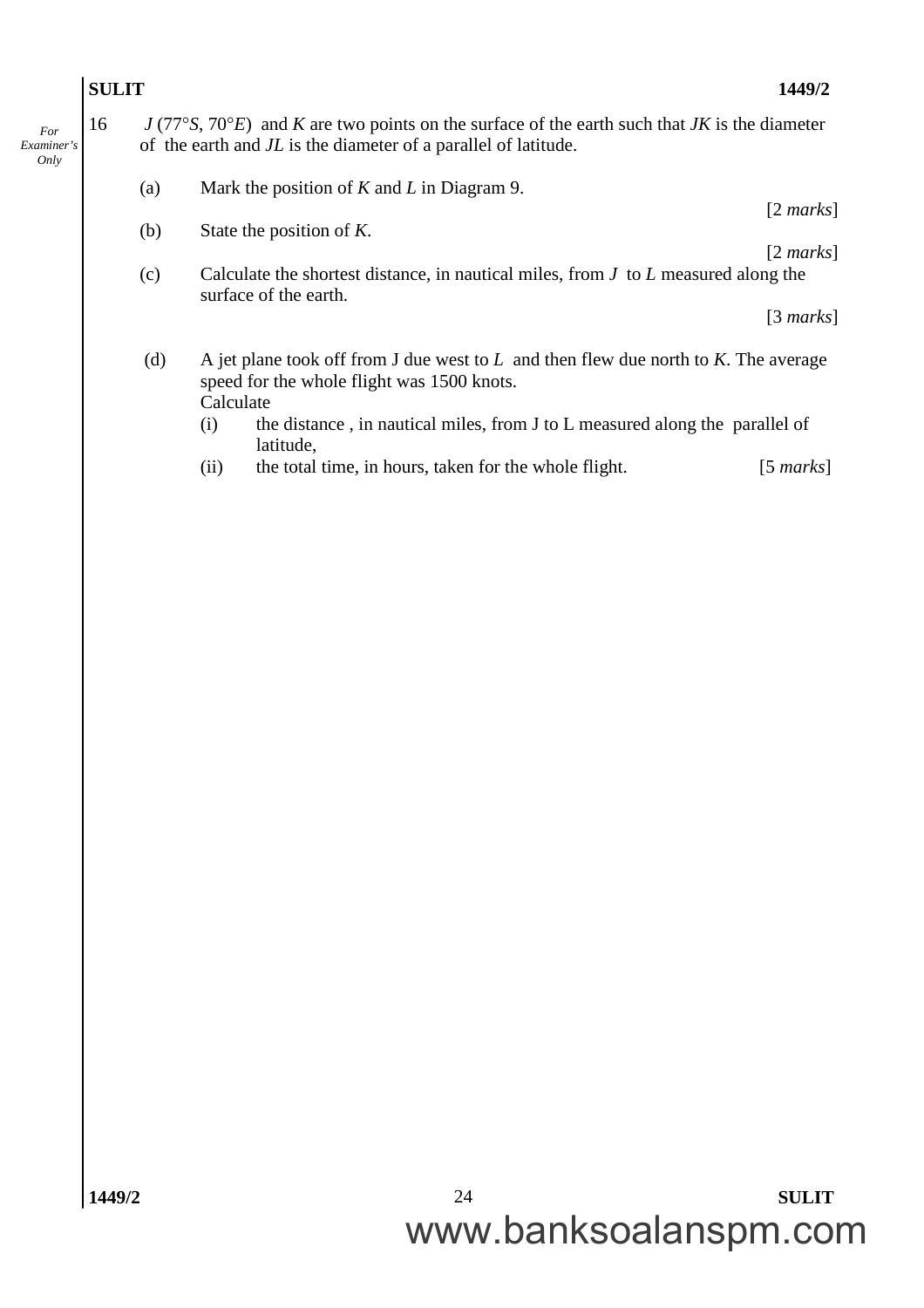16 $J$ (77°$S$, 70°$E$) and $K$ are two points on the surface of the earth such that $JK$ is the diameter of the earth and $JL$ is the diameter of a parallel of latitude.

(a) Mark the position of $K$ and $L$ in Diagram 9.

[2 *marks*]

(b) State the position of $K$.

[2 *marks*]

(c) Calculate the shortest distance, in nautical miles, from $J$ to $L$ measured along the surface of the earth.

[3 *marks*]

(d) A jet plane took off from J due west to $L$ and then flew due north to $K$. The average speed for the whole flight was 1500 knots.
Calculate

(i) the distance , in nautical miles, from J to L measured along the parallel of latitude,

(ii) the total time, in hours, taken for the whole flight. [5 *marks*]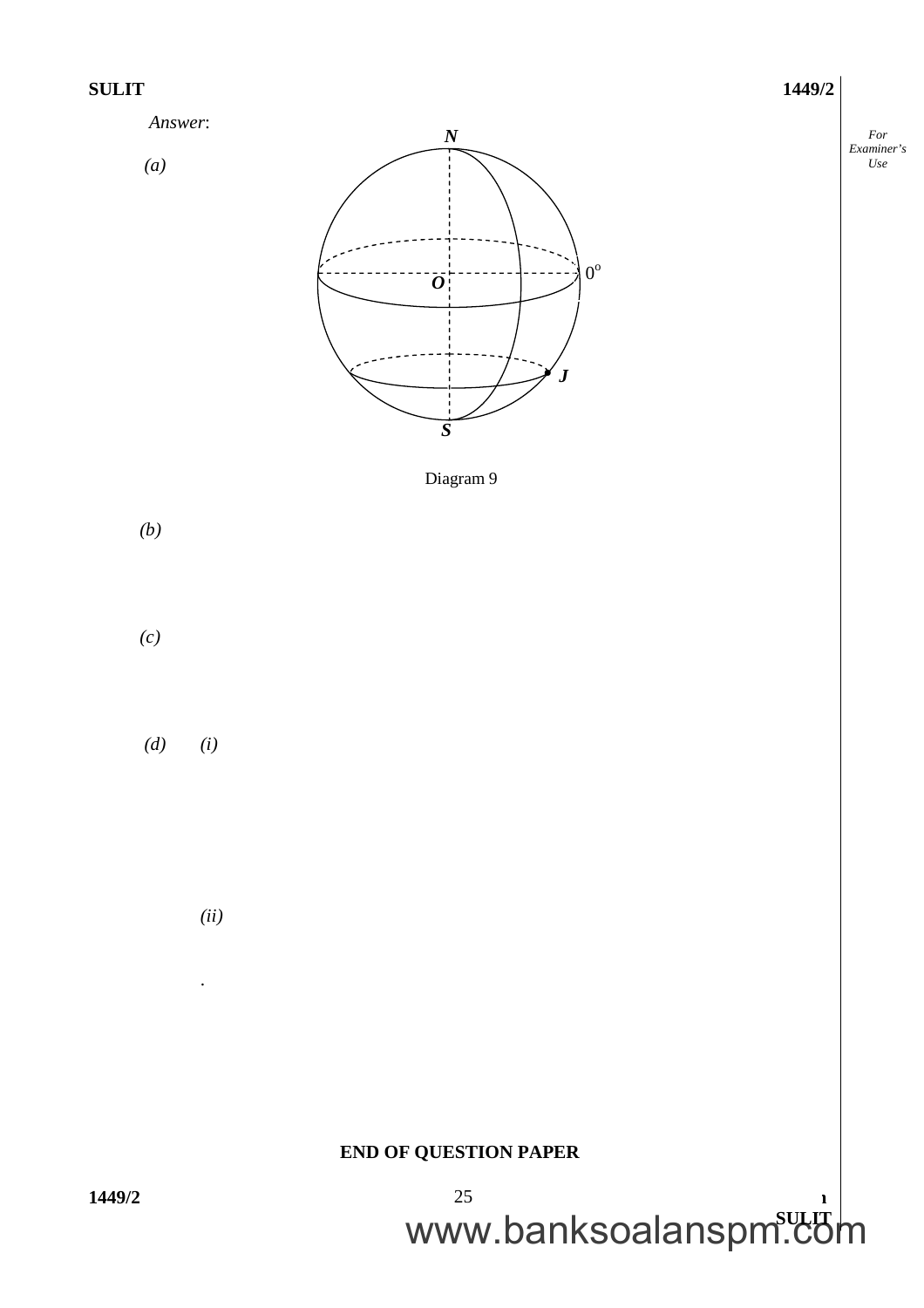*Answer*:

*(a)*

N

0°

O

J

S

Diagram 9

*(b)*

*(c)*

*(d)* *(i)*

*(ii)*

.

**END OF QUESTION PAPER**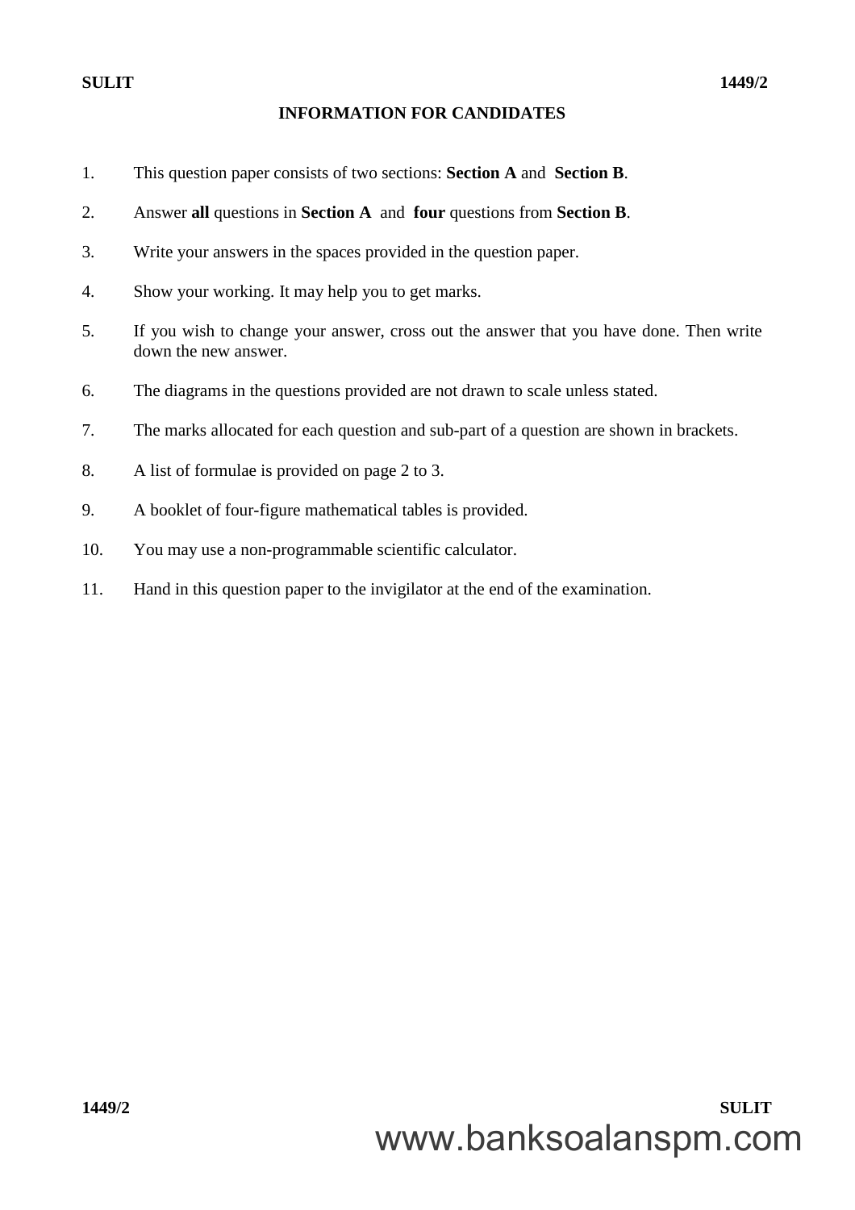## INFORMATION FOR CANDIDATES

1. This question paper consists of two sections: **Section A** and **Section B**.
2. Answer **all** questions in **Section A** and **four** questions from **Section B**.
3. Write your answers in the spaces provided in the question paper.
4. Show your working. It may help you to get marks.
5. If you wish to change your answer, cross out the answer that you have done. Then write down the new answer.
6. The diagrams in the questions provided are not drawn to scale unless stated.
7. The marks allocated for each question and sub-part of a question are shown in brackets.
8. A list of formulae is provided on page 2 to 3.
9. A booklet of four-figure mathematical tables is provided.
10. You may use a non-programmable scientific calculator.
11. Hand in this question paper to the invigilator at the end of the examination.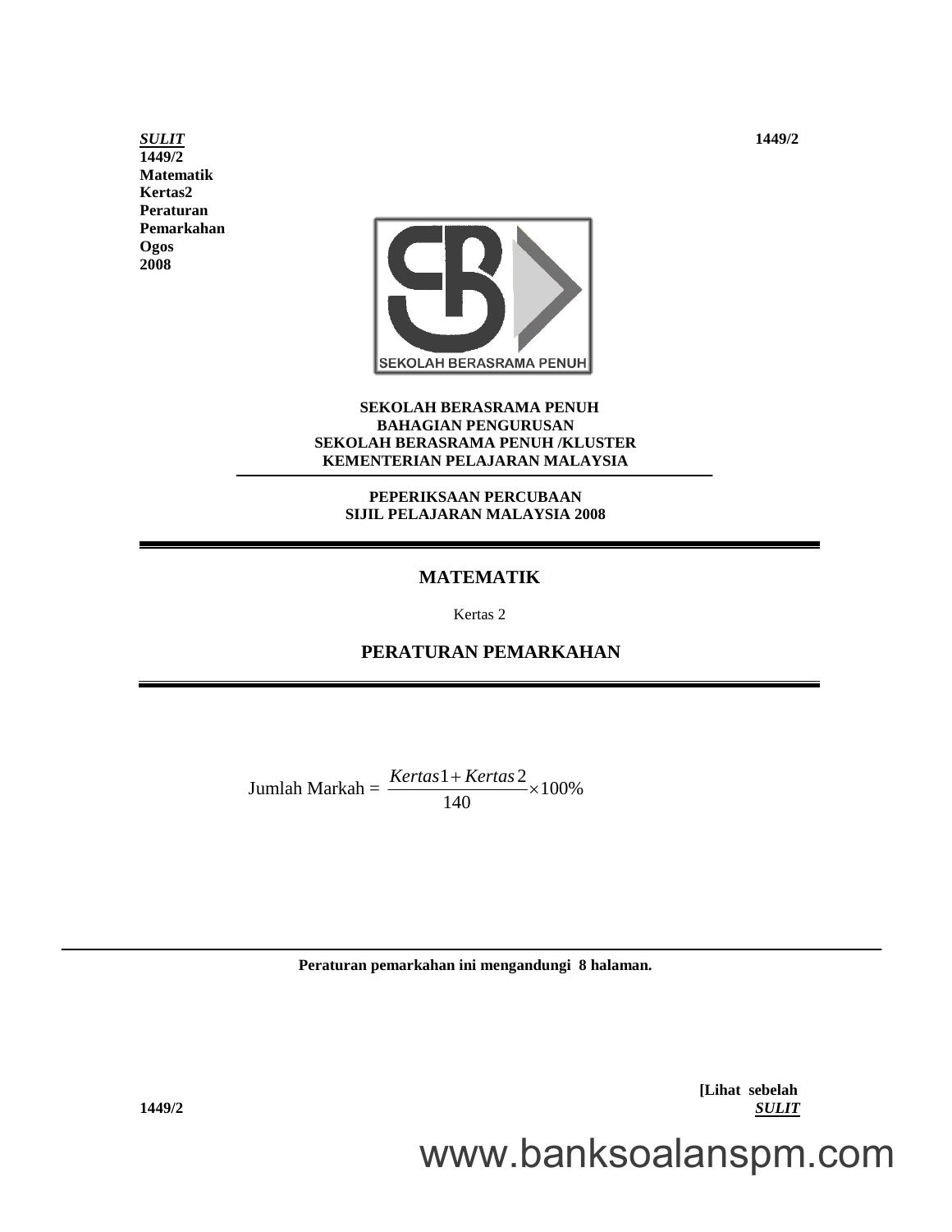*SULIT*
**1449/2**
**Matematik**
**Kertas2**
**Peraturan**
**Pemarkahan**
**Ogos**
**2008**

**SEKOLAH BERASRAMA PENUH**
**BAHAGIAN PENGURUSAN**
**SEKOLAH BERASRAMA PENUH /KLUSTER**
**KEMENTERIAN PELAJARAN MALAYSIA**

**PEPERIKSAAN PERCUBAAN**
**SIJIL PELAJARAN MALAYSIA 2008**

# MATEMATIK

Kertas 2

## PERATURAN PEMARKAHAN

$$\text{Jumlah Markah} = \frac{Kertas1 + Kertas2}{140} \times 100\%$$

**Peraturan pemarkahan ini mengandungi 8 halaman.**

**[Lihat sebelah**
***SULIT***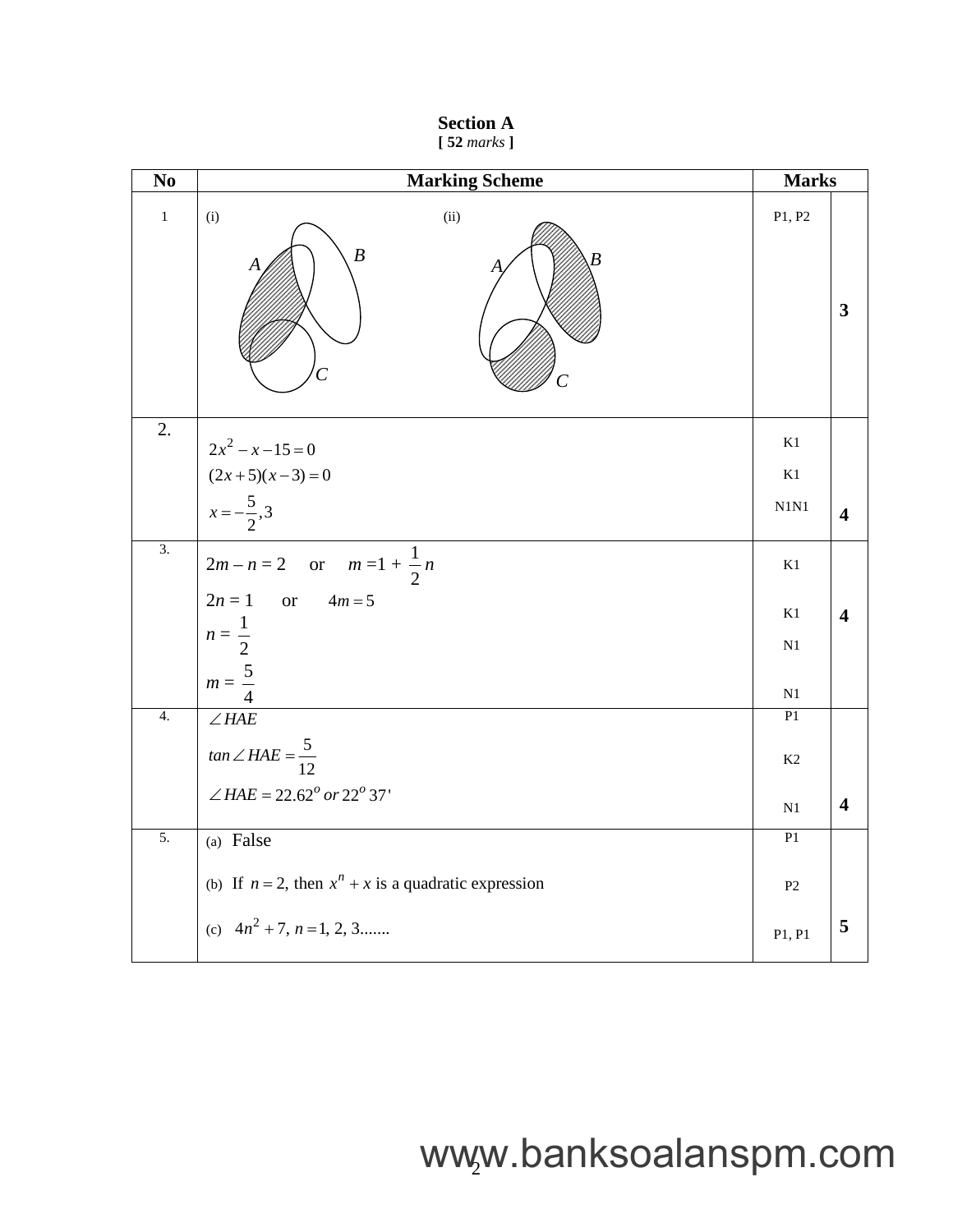# Section A

**[ 52 *marks* ]**

| No | Marking Scheme | Marks | |
|---|---|---|---|
| 1 | (i) (ii) | P1, P2 | 3 |
| 2. | $2x^2 - x - 15 = 0$ <br> $(2x+5)(x-3) = 0$ <br> $x = -\frac{5}{2}, 3$ | K1 <br> K1 <br> N1N1 | 4 |
| 3. | $2m - n = 2$ or $m = 1 + \frac{1}{2}n$ <br> $2n = 1$ or $4m = 5$ <br> $n = \frac{1}{2}$ <br> $m = \frac{5}{4}$ | K1 <br> K1 <br> N1 <br> N1 | 4 |
| 4. | $\angle HAE$ <br> $\tan \angle HAE = \frac{5}{12}$ <br> $\angle HAE = 22.62^o$ or $22^o\ 37'$ | P1 <br> K2 <br> N1 | 4 |
| 5. | (a) False <br> (b) If $n = 2$, then $x^n + x$ is a quadratic expression <br> (c) $4n^2 + 7,\ n = 1, 2, 3.......$ | P1 <br> P2 <br> P1, P1 | 5 |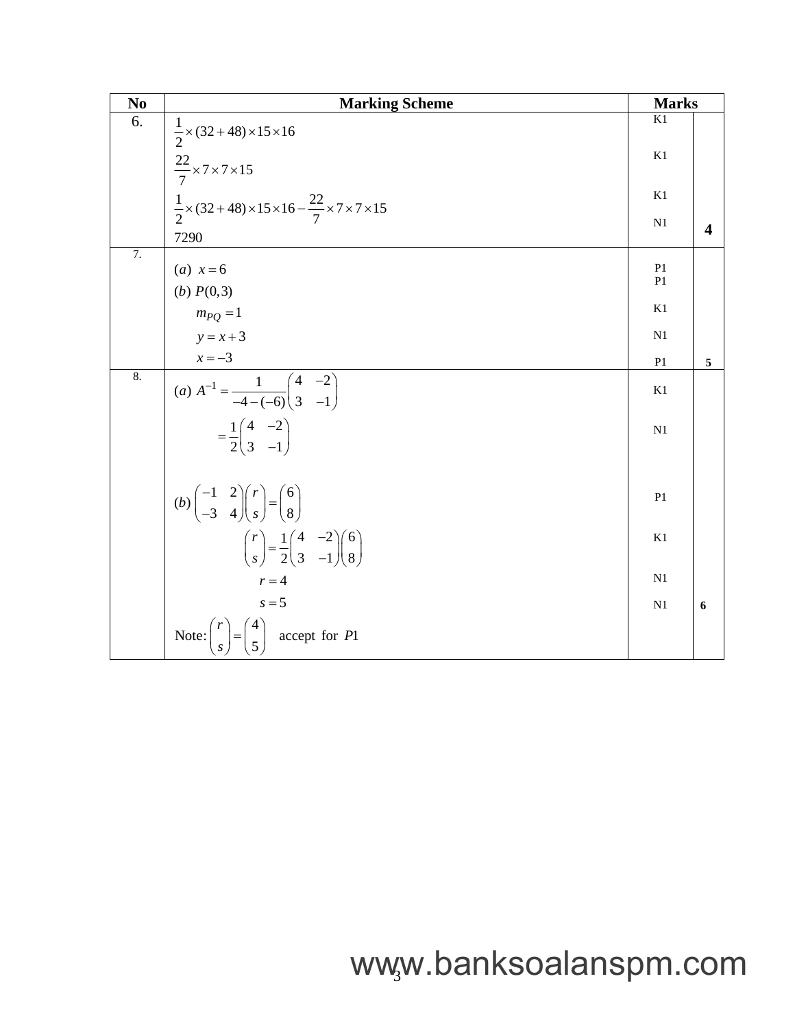| No | Marking Scheme | Marks | |
|---|---|---|---|
| 6. | $\frac{1}{2}\times(32+48)\times 15\times 16$ | K1 | |
| | $\frac{22}{7}\times 7\times 7\times 15$ | K1 | |
| | $\frac{1}{2}\times(32+48)\times 15\times 16-\frac{22}{7}\times 7\times 7\times 15$ | K1 | |
| | 7290 | N1 | **4** |
| 7. | $(a)\ x=6$ | P1 | |
| | $(b)\ P(0,3)$ | P1 | |
| | $m_{PQ}=1$ | K1 | |
| | $y=x+3$ | N1 | |
| | $x=-3$ | P1 | **5** |
| 8. | $(a)\ A^{-1}=\frac{1}{-4-(-6)}\begin{pmatrix}4 & -2\\ 3 & -1\end{pmatrix}$ | K1 | |
| | $=\frac{1}{2}\begin{pmatrix}4 & -2\\ 3 & -1\end{pmatrix}$ | N1 | |
| | $(b)\ \begin{pmatrix}-1 & 2\\ -3 & 4\end{pmatrix}\begin{pmatrix}r\\ s\end{pmatrix}=\begin{pmatrix}6\\ 8\end{pmatrix}$ | P1 | |
| | $\begin{pmatrix}r\\ s\end{pmatrix}=\frac{1}{2}\begin{pmatrix}4 & -2\\ 3 & -1\end{pmatrix}\begin{pmatrix}6\\ 8\end{pmatrix}$ | K1 | |
| | $r=4$ | N1 | |
| | $s=5$ | N1 | **6** |
| | Note: $\begin{pmatrix}r\\ s\end{pmatrix}=\begin{pmatrix}4\\ 5\end{pmatrix}$ accept for $P1$ | | |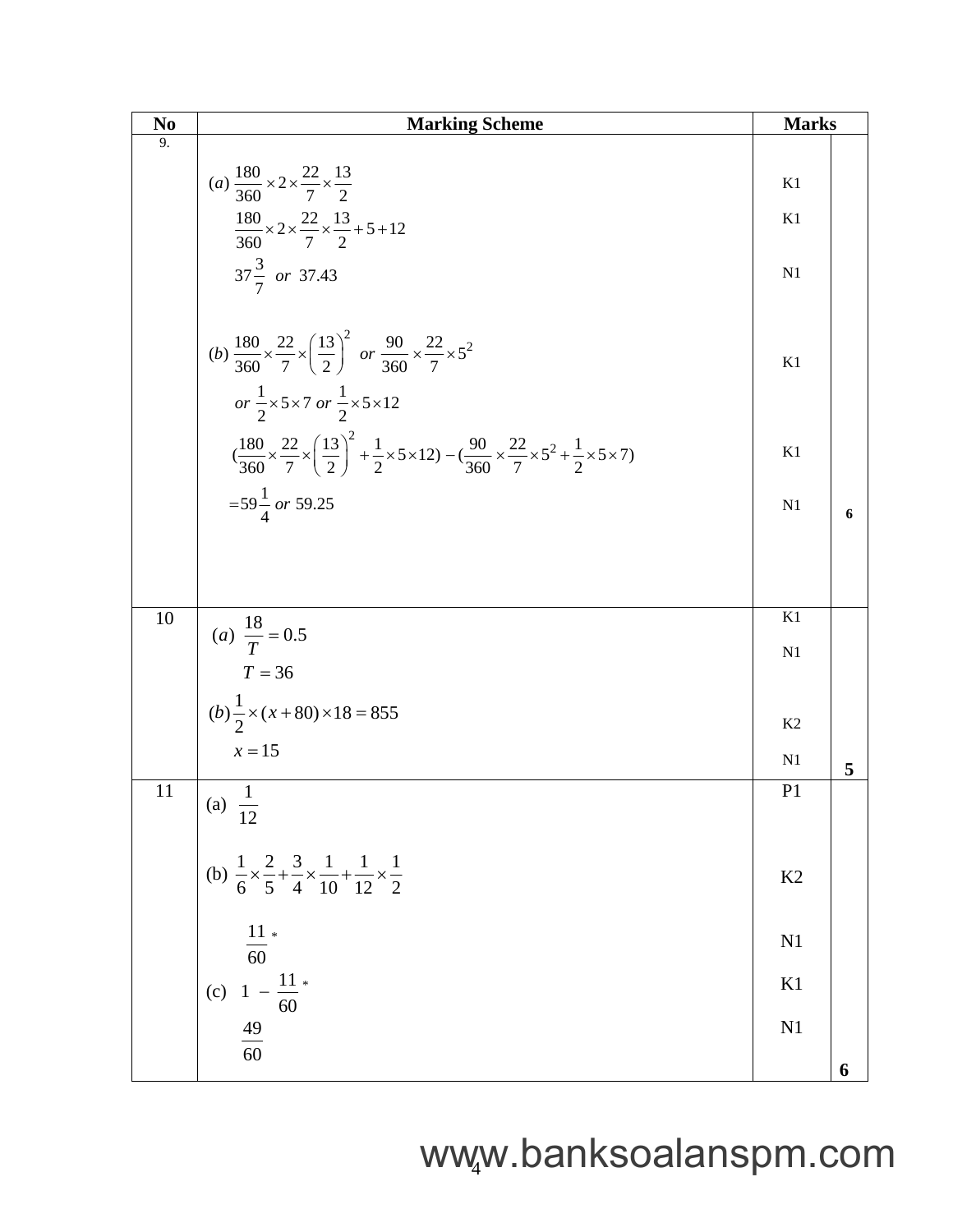| No | Marking Scheme | Marks | |
|---|---|---|---|
| 9. | (a) $\frac{180}{360}\times 2\times\frac{22}{7}\times\frac{13}{2}$ | K1 | |
| | $\frac{180}{360}\times 2\times\frac{22}{7}\times\frac{13}{2}+5+12$ | K1 | |
| | $37\frac{3}{7}$ or $37.43$ | N1 | |
| | (b) $\frac{180}{360}\times\frac{22}{7}\times\left(\frac{13}{2}\right)^2$ or $\frac{90}{360}\times\frac{22}{7}\times 5^2$ or $\frac{1}{2}\times 5\times 7$ or $\frac{1}{2}\times 5\times 12$ | K1 | |
| | $(\frac{180}{360}\times\frac{22}{7}\times\left(\frac{13}{2}\right)^2+\frac{1}{2}\times 5\times 12)-(\frac{90}{360}\times\frac{22}{7}\times 5^2+\frac{1}{2}\times 5\times 7)$ | K1 | |
| | $=59\frac{1}{4}$ or $59.25$ | N1 | 6 |
| 10 | (a) $\frac{18}{T}=0.5$ | K1 | |
| | $T=36$ | N1 | |
| | (b) $\frac{1}{2}\times(x+80)\times 18=855$ | K2 | |
| | $x=15$ | N1 | 5 |
| 11 | (a) $\frac{1}{12}$ | P1 | |
| | (b) $\frac{1}{6}\times\frac{2}{5}+\frac{3}{4}\times\frac{1}{10}+\frac{1}{12}\times\frac{1}{2}$ | K2 | |
| | $\frac{11}{60}$ * | N1 | |
| | (c) $1-\frac{11}{60}$ * | K1 | |
| | $\frac{49}{60}$ | N1 | 6 |

www.banksoalanspm.com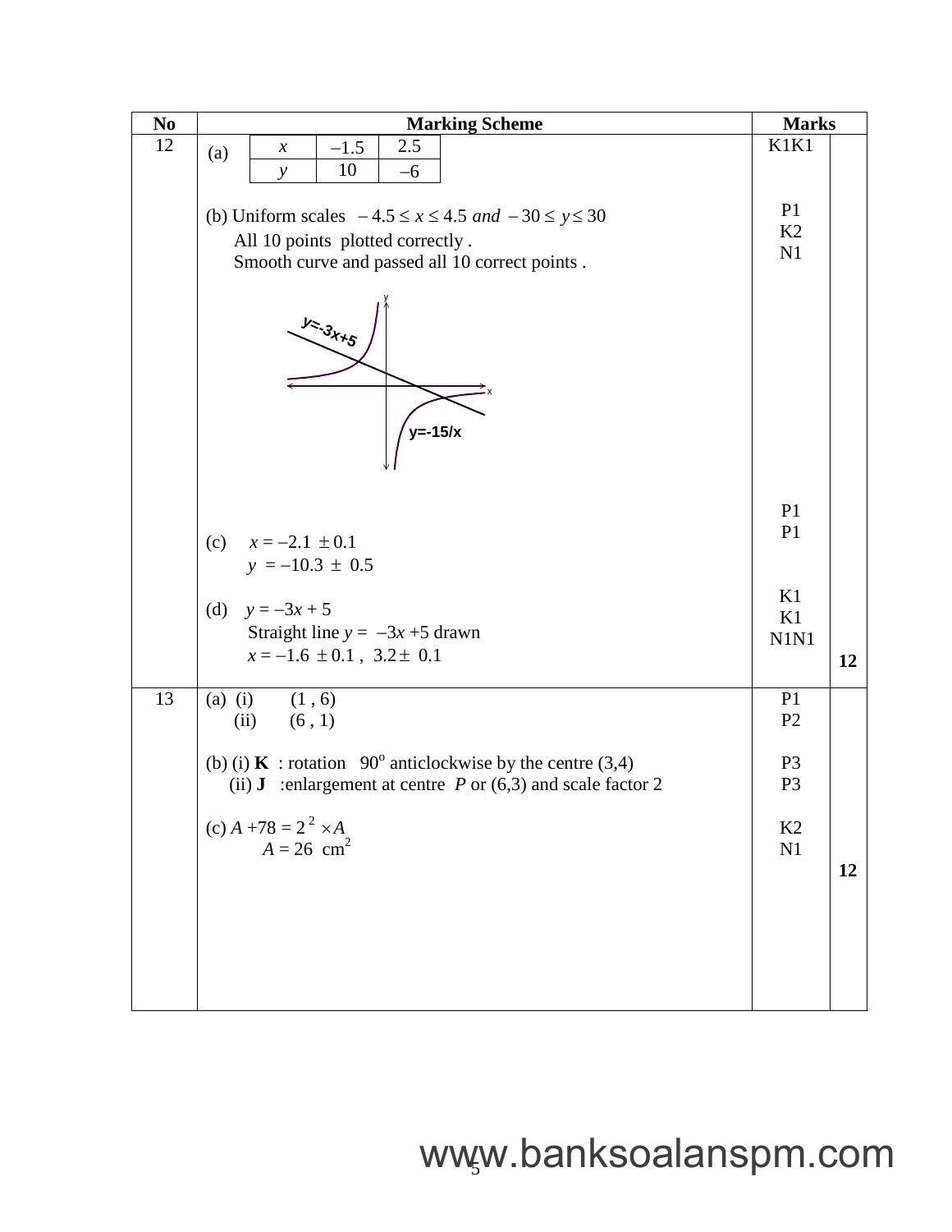| No | Marking Scheme | Marks | |
|---|---|---|---|
| 12 | (a) $x$: $-1.5$, $2.5$; $y$: $10$, $-6$ | K1K1 | |
| | (b) Uniform scales $-4.5 \le x \le 4.5$ *and* $-30 \le y \le 30$ | P1 | |
| | All 10 points plotted correctly . | K2 | |
| | Smooth curve and passed all 10 correct points . | N1 | |
| | (graph: y=-3x+5, y=-15/x) | P1 | |
| | (c) $x = -2.1 \pm 0.1$ | P1 | |
| | $y = -10.3 \pm 0.5$ | | |
| | (d) $y = -3x + 5$ | K1 | |
| | Straight line $y = -3x + 5$ drawn | K1 | |
| | $x = -1.6 \pm 0.1$ , $3.2 \pm 0.1$ | N1N1 | **12** |
| 13 | (a) (i) (1 , 6) | P1 | |
| | (ii) (6 , 1) | P2 | |
| | (b) (i) **K** : rotation $90^o$ anticlockwise by the centre (3,4) | P3 | |
| | (ii) **J** :enlargement at centre *P* or (6,3) and scale factor 2 | P3 | |
| | (c) $A + 78 = 2^2 \times A$ | K2 | |
| | $A = 26$ cm$^2$ | N1 | **12** |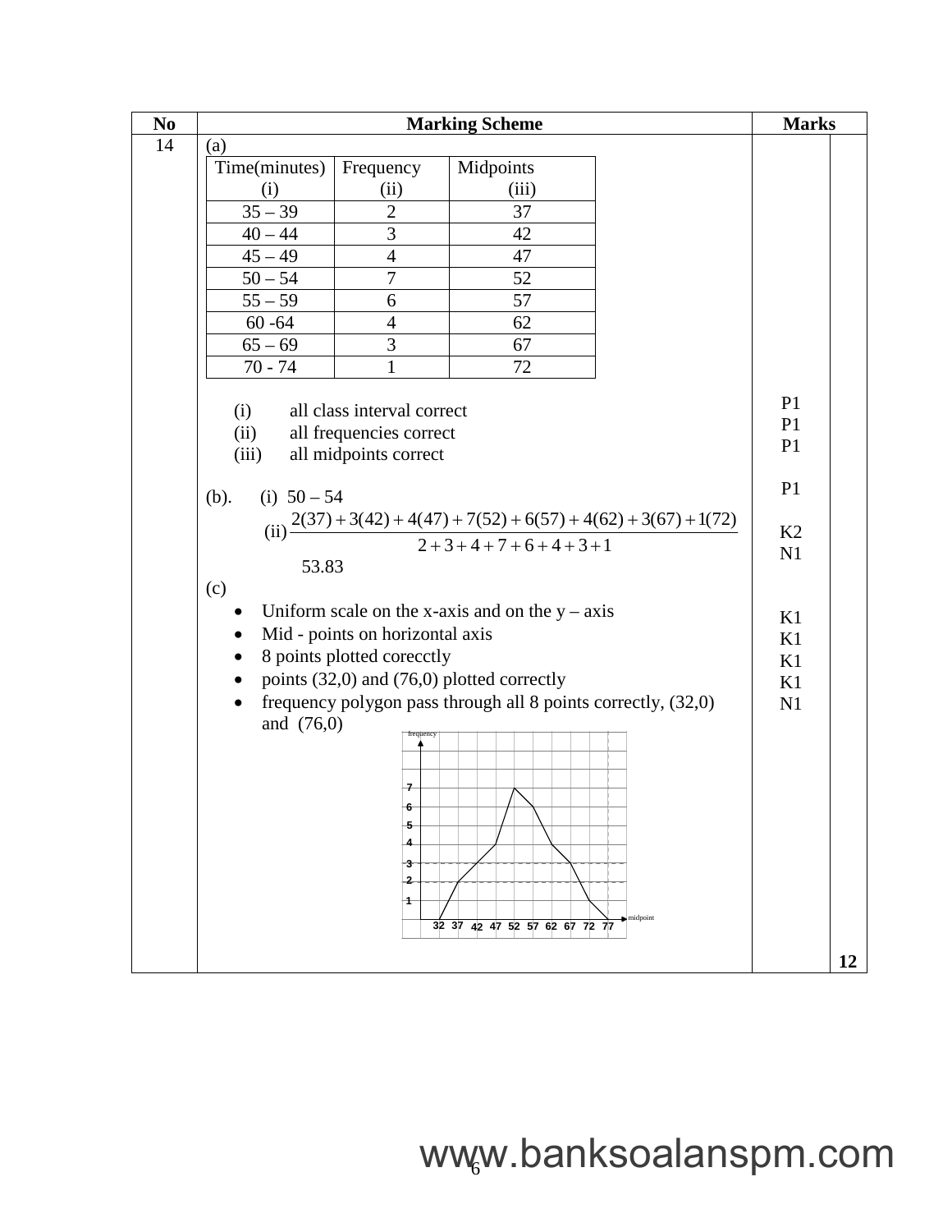| No | Marking Scheme | Marks | |
|---|---|---|---|
| 14 | (a) | | |

| Time(minutes) (i) | Frequency (ii) | Midpoints (iii) |
|---|---|---|
| 35 – 39 | 2 | 37 |
| 40 – 44 | 3 | 42 |
| 45 – 49 | 4 | 47 |
| 50 – 54 | 7 | 52 |
| 55 – 59 | 6 | 57 |
| 60 -64 | 4 | 62 |
| 65 – 69 | 3 | 67 |
| 70 - 74 | 1 | 72 |

(i) all class interval correct — P1

(ii) all frequencies correct — P1

(iii) all midpoints correct — P1

(b). (i) 50 – 54 — P1

(ii) $\dfrac{2(37)+3(42)+4(47)+7(52)+6(57)+4(62)+3(67)+1(72)}{2+3+4+7+6+4+3+1}$ — K2

53.83 — N1

(c)

- Uniform scale on the x-axis and on the y – axis — K1
- Mid - points on horizontal axis — K1
- 8 points plotted corecctly — K1
- points (32,0) and (76,0) plotted correctly — K1
- frequency polygon pass through all 8 points correctly, (32,0) and (76,0) — N1

**12**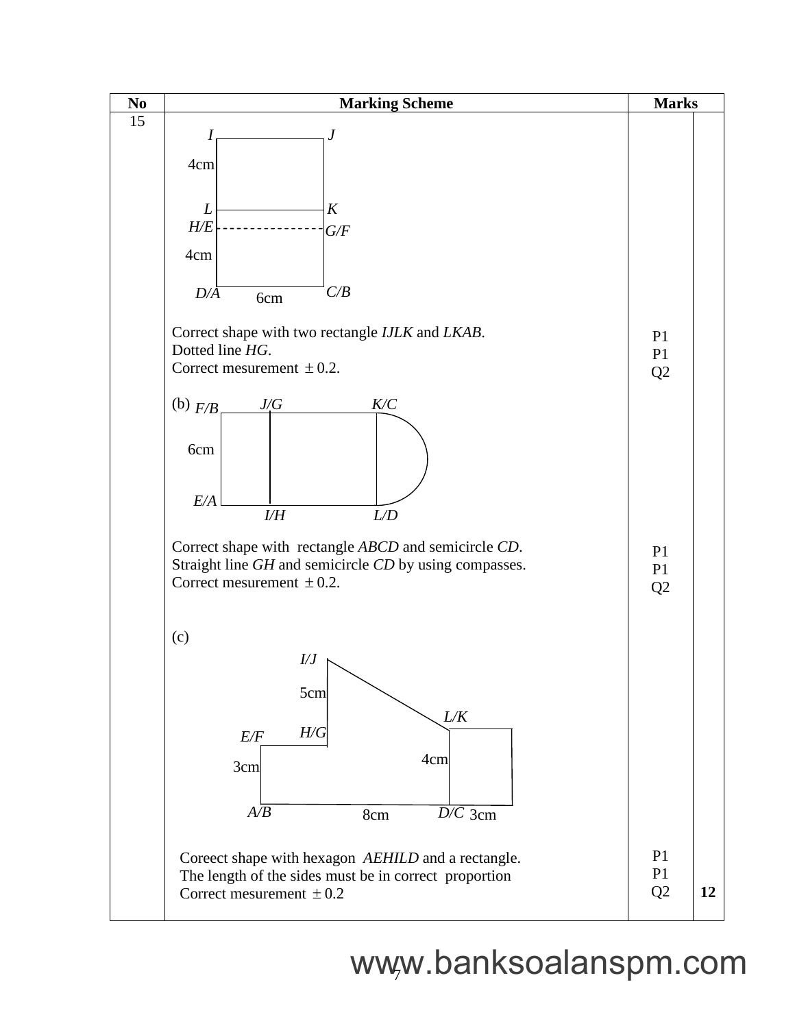| No | Marking Scheme | Marks | |
|---|---|---|---|
| 15 | Correct shape with two rectangle *IJLK* and *LKAB*.<br>Dotted line *HG*.<br>Correct mesurement $\pm 0.2$. | P1<br>P1<br>Q2 | |
| | (b)<br>Correct shape with rectangle *ABCD* and semicircle *CD*.<br>Straight line *GH* and semicircle *CD* by using compasses.<br>Correct mesurement $\pm 0.2$. | P1<br>P1<br>Q2 | |
| | (c)<br>Coreect shape with hexagon *AEHILD* and a rectangle.<br>The length of the sides must be in correct proportion<br>Correct mesurement $\pm 0.2$ | P1<br>P1<br>Q2 | 12 |

www.banksoalanspm.com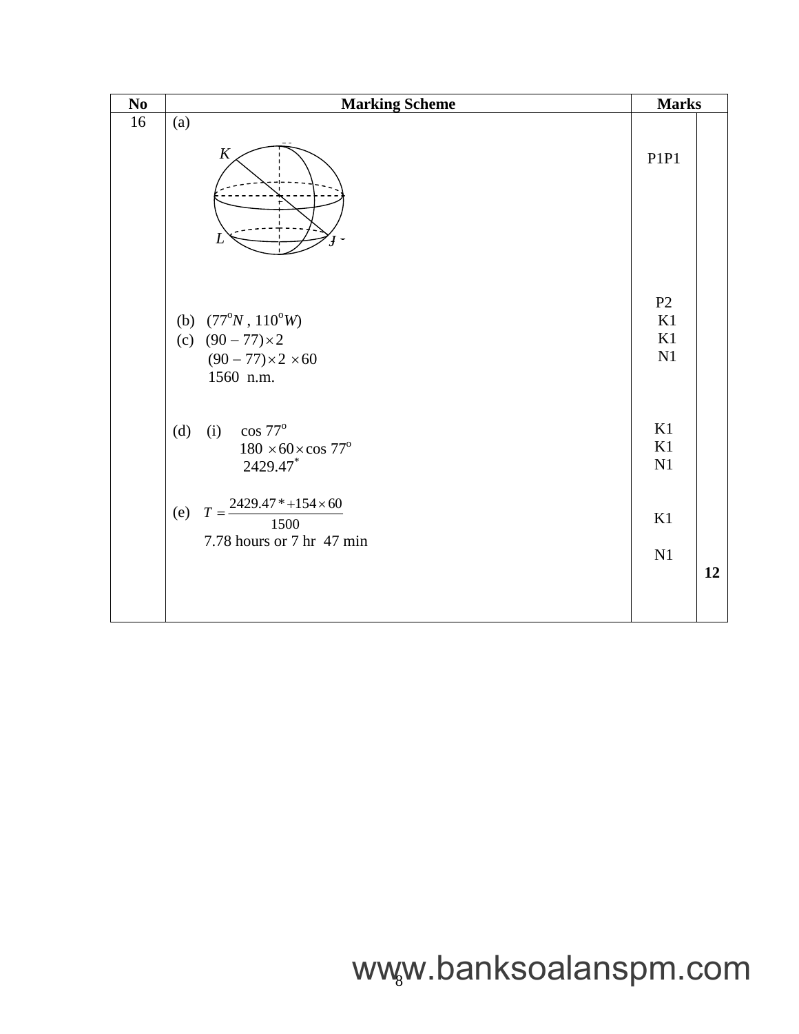| No | Marking Scheme | Marks | |
|---|---|---|---|
| 16 | (a) | P1P1 | |
| | K, L, J | | |
| | (b) $(77^{o}N, 110^{o}W)$ | P2 | |
| | (c) $(90 - 77) \times 2$ | K1 | |
| | $(90 - 77) \times 2 \times 60$ | K1 | |
| | 1560 n.m. | N1 | |
| | (d) (i) $\cos 77^{o}$ | K1 | |
| | $180 \times 60 \times \cos 77^{o}$ | K1 | |
| | $2429.47^{*}$ | N1 | |
| | (e) $T = \dfrac{2429.47^{*} + 154 \times 60}{1500}$ | K1 | |
| | 7.78 hours or 7 hr 47 min | N1 | |
| | | | **12** |

www.banksoalanspm.com